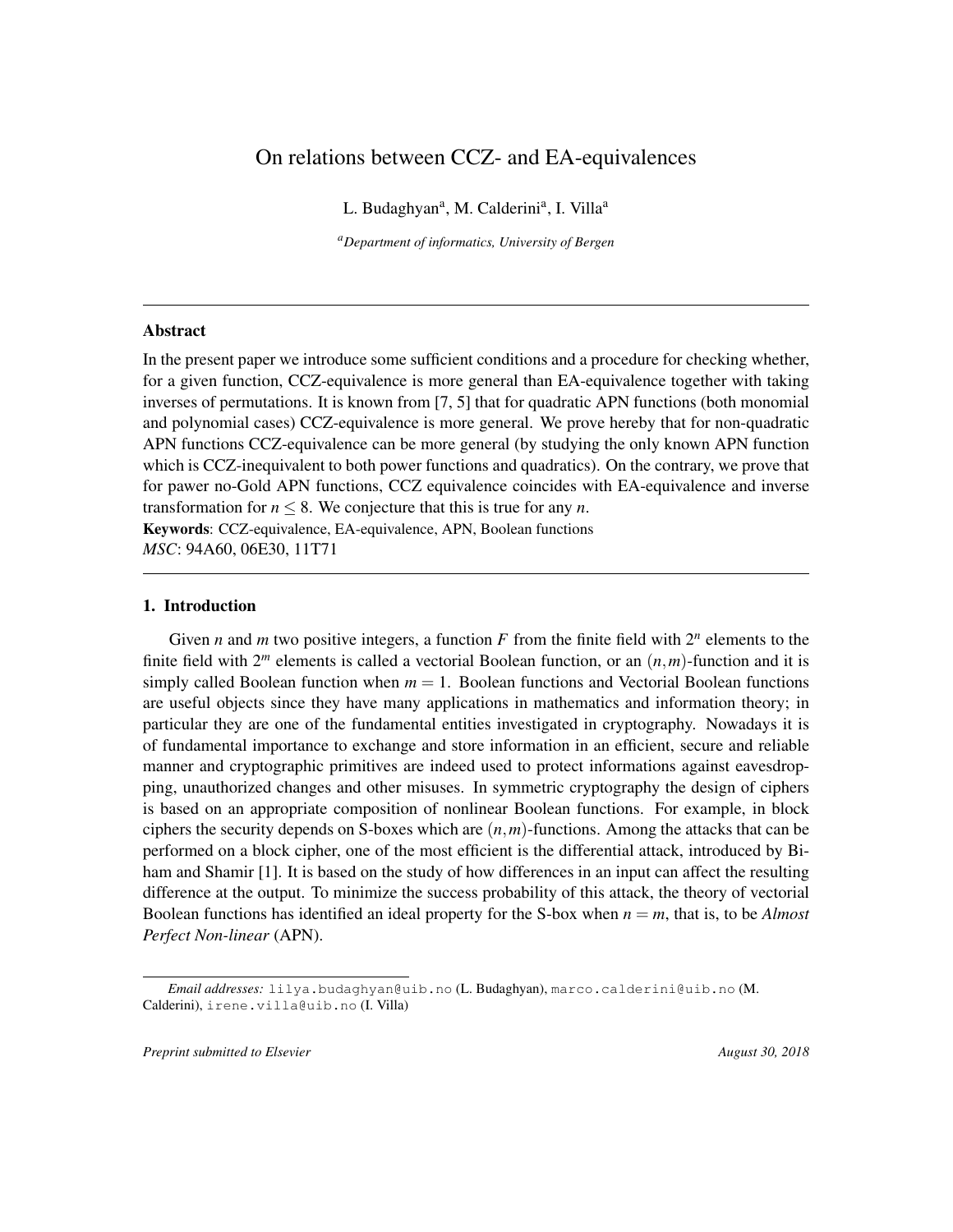# On relations between CCZ- and EA-equivalences

L. Budaghyan[a], M. Calderini[a], I. Villa[a]

[a] *Department of informatics, University of Bergen*

---

## Abstract

In the present paper we introduce some sufficient conditions and a procedure for checking whether, for a given function, CCZ-equivalence is more general than EA-equivalence together with taking inverses of permutations. It is known from [7, 5] that for quadratic APN functions (both monomial and polynomial cases) CCZ-equivalence is more general. We prove hereby that for non-quadratic APN functions CCZ-equivalence can be more general (by studying the only known APN function which is CCZ-inequivalent to both power functions and quadratics). On the contrary, we prove that for pawer no-Gold APN functions, CCZ equivalence coincides with EA-equivalence and inverse transformation for $n \leq 8$. We conjecture that this is true for any $n$.

**Keywords**: CCZ-equivalence, EA-equivalence, APN, Boolean functions

*MSC*: 94A60, 06E30, 11T71

---

## 1. Introduction

Given $n$ and $m$ two positive integers, a function $F$ from the finite field with $2^n$ elements to the finite field with $2^m$ elements is called a vectorial Boolean function, or an $(n,m)$-function and it is simply called Boolean function when $m = 1$. Boolean functions and Vectorial Boolean functions are useful objects since they have many applications in mathematics and information theory; in particular they are one of the fundamental entities investigated in cryptography. Nowadays it is of fundamental importance to exchange and store information in an efficient, secure and reliable manner and cryptographic primitives are indeed used to protect informations against eavesdropping, unauthorized changes and other misuses. In symmetric cryptography the design of ciphers is based on an appropriate composition of nonlinear Boolean functions. For example, in block ciphers the security depends on S-boxes which are $(n,m)$-functions. Among the attacks that can be performed on a block cipher, one of the most efficient is the differential attack, introduced by Biham and Shamir [1]. It is based on the study of how differences in an input can affect the resulting difference at the output. To minimize the success probability of this attack, the theory of vectorial Boolean functions has identified an ideal property for the S-box when $n = m$, that is, to be *Almost Perfect Non-linear* (APN).

---

*Email addresses:* lilya.budaghyan@uib.no (L. Budaghyan), marco.calderini@uib.no (M. Calderini), irene.villa@uib.no (I. Villa)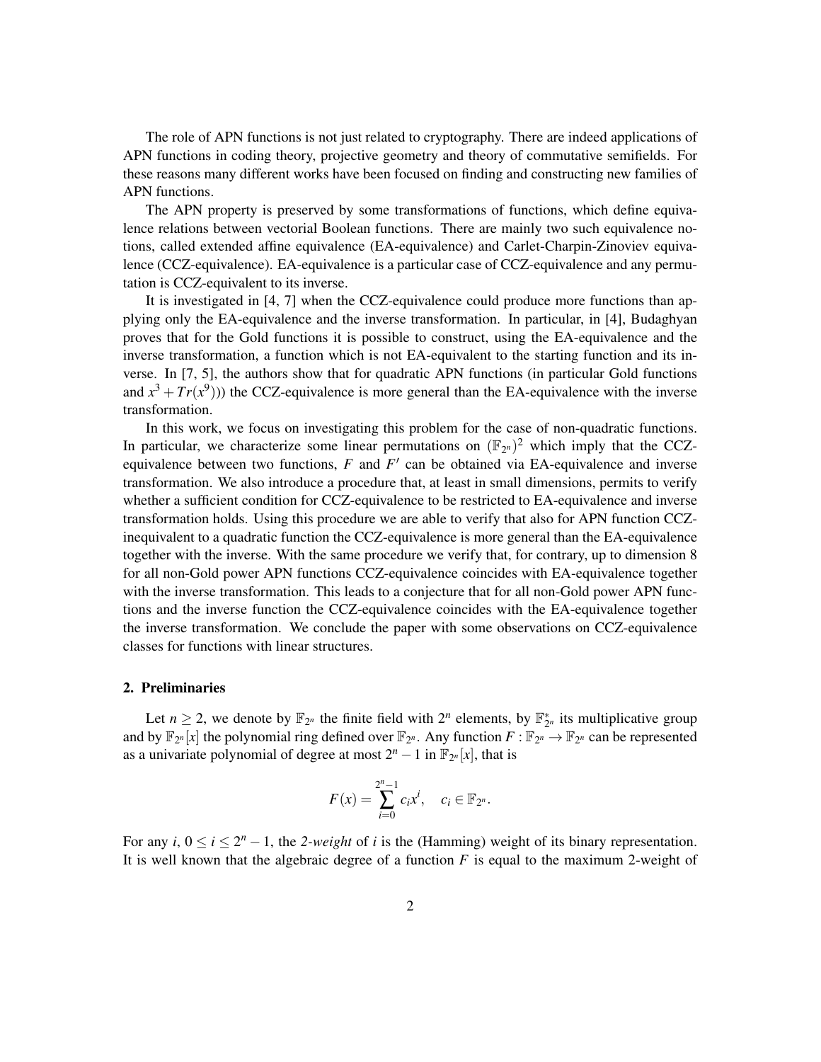The role of APN functions is not just related to cryptography. There are indeed applications of APN functions in coding theory, projective geometry and theory of commutative semifields. For these reasons many different works have been focused on finding and constructing new families of APN functions.

The APN property is preserved by some transformations of functions, which define equivalence relations between vectorial Boolean functions. There are mainly two such equivalence notions, called extended affine equivalence (EA-equivalence) and Carlet-Charpin-Zinoviev equivalence (CCZ-equivalence). EA-equivalence is a particular case of CCZ-equivalence and any permutation is CCZ-equivalent to its inverse.

It is investigated in [4, 7] when the CCZ-equivalence could produce more functions than applying only the EA-equivalence and the inverse transformation. In particular, in [4], Budaghyan proves that for the Gold functions it is possible to construct, using the EA-equivalence and the inverse transformation, a function which is not EA-equivalent to the starting function and its inverse. In [7, 5], the authors show that for quadratic APN functions (in particular Gold functions and $x^3+Tr(x^9)$)) the CCZ-equivalence is more general than the EA-equivalence with the inverse transformation.

In this work, we focus on investigating this problem for the case of non-quadratic functions. In particular, we characterize some linear permutations on $(\mathbb{F}_{2^n})^2$ which imply that the CCZ-equivalence between two functions, $F$ and $F'$ can be obtained via EA-equivalence and inverse transformation. We also introduce a procedure that, at least in small dimensions, permits to verify whether a sufficient condition for CCZ-equivalence to be restricted to EA-equivalence and inverse transformation holds. Using this procedure we are able to verify that also for APN function CCZ-inequivalent to a quadratic function the CCZ-equivalence is more general than the EA-equivalence together with the inverse. With the same procedure we verify that, for contrary, up to dimension 8 for all non-Gold power APN functions CCZ-equivalence coincides with EA-equivalence together with the inverse transformation. This leads to a conjecture that for all non-Gold power APN functions and the inverse function the CCZ-equivalence coincides with the EA-equivalence together the inverse transformation. We conclude the paper with some observations on CCZ-equivalence classes for functions with linear structures.

## 2. Preliminaries

Let $n \geq 2$, we denote by $\mathbb{F}_{2^n}$ the finite field with $2^n$ elements, by $\mathbb{F}_{2^n}^*$ its multiplicative group and by $\mathbb{F}_{2^n}[x]$ the polynomial ring defined over $\mathbb{F}_{2^n}$. Any function $F : \mathbb{F}_{2^n} \to \mathbb{F}_{2^n}$ can be represented as a univariate polynomial of degree at most $2^n - 1$ in $\mathbb{F}_{2^n}[x]$, that is

$$F(x) = \sum_{i=0}^{2^n-1} c_i x^i, \quad c_i \in \mathbb{F}_{2^n}.$$

For any $i$, $0 \leq i \leq 2^n - 1$, the *2-weight* of $i$ is the (Hamming) weight of its binary representation. It is well known that the algebraic degree of a function $F$ is equal to the maximum 2-weight of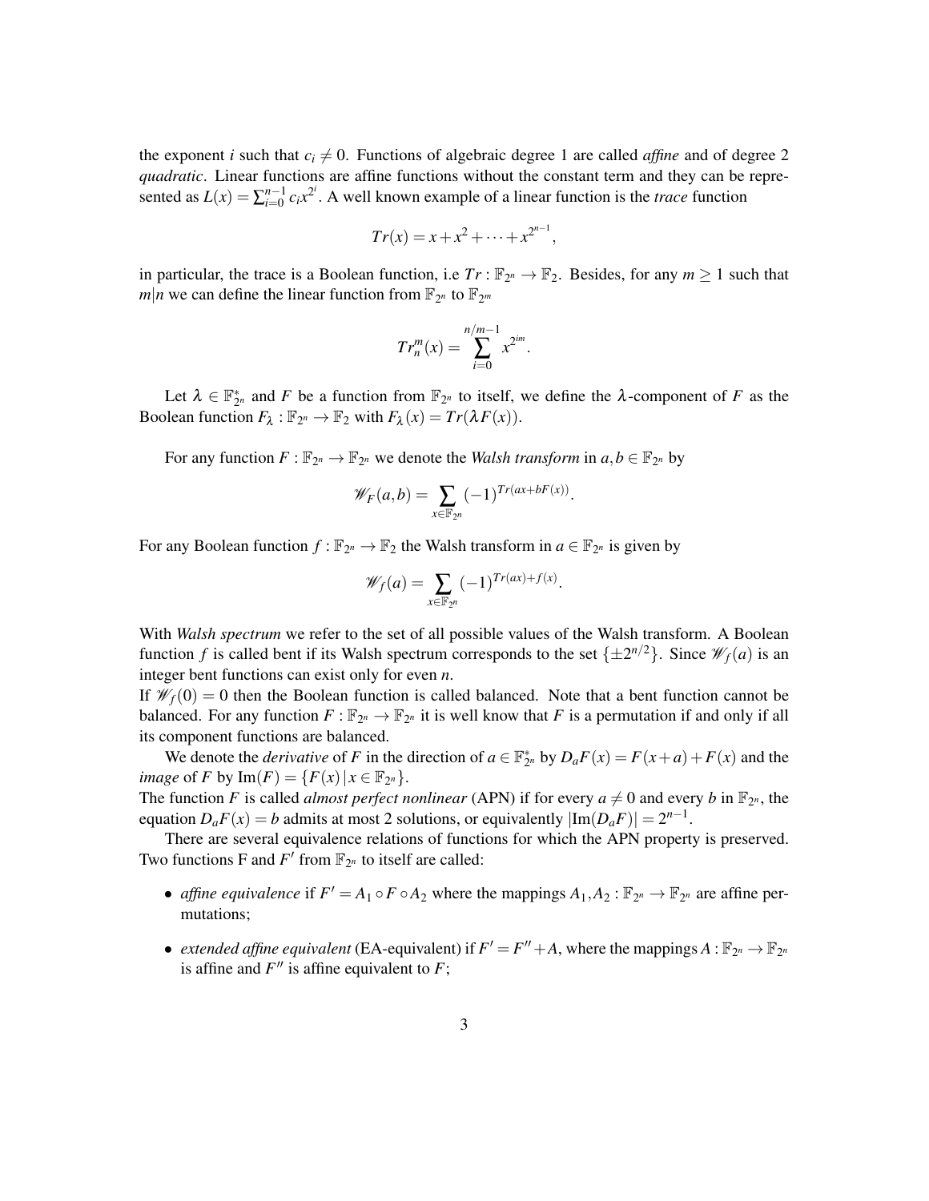the exponent $i$ such that $c_i \neq 0$. Functions of algebraic degree 1 are called *affine* and of degree 2 *quadratic*. Linear functions are affine functions without the constant term and they can be represented as $L(x) = \sum_{i=0}^{n-1} c_i x^{2^i}$. A well known example of a linear function is the *trace* function

$$Tr(x) = x + x^2 + \cdots + x^{2^{n-1}},$$

in particular, the trace is a Boolean function, i.e $Tr : \mathbb{F}_{2^n} \to \mathbb{F}_2$. Besides, for any $m \geq 1$ such that $m|n$ we can define the linear function from $\mathbb{F}_{2^n}$ to $\mathbb{F}_{2^m}$

$$Tr_n^m(x) = \sum_{i=0}^{n/m-1} x^{2^{im}}.$$

Let $\lambda \in \mathbb{F}_{2^n}^*$ and $F$ be a function from $\mathbb{F}_{2^n}$ to itself, we define the $\lambda$-component of $F$ as the Boolean function $F_\lambda : \mathbb{F}_{2^n} \to \mathbb{F}_2$ with $F_\lambda(x) = Tr(\lambda F(x))$.

For any function $F : \mathbb{F}_{2^n} \to \mathbb{F}_{2^n}$ we denote the *Walsh transform* in $a, b \in \mathbb{F}_{2^n}$ by

$$\mathscr{W}_F(a,b) = \sum_{x \in \mathbb{F}_{2^n}} (-1)^{Tr(ax+bF(x))}.$$

For any Boolean function $f : \mathbb{F}_{2^n} \to \mathbb{F}_2$ the Walsh transform in $a \in \mathbb{F}_{2^n}$ is given by

$$\mathscr{W}_f(a) = \sum_{x \in \mathbb{F}_{2^n}} (-1)^{Tr(ax)+f(x)}.$$

With *Walsh spectrum* we refer to the set of all possible values of the Walsh transform. A Boolean function $f$ is called bent if its Walsh spectrum corresponds to the set $\{\pm 2^{n/2}\}$. Since $\mathscr{W}_f(a)$ is an integer bent functions can exist only for even $n$.
If $\mathscr{W}_f(0) = 0$ then the Boolean function is called balanced. Note that a bent function cannot be balanced. For any function $F : \mathbb{F}_{2^n} \to \mathbb{F}_{2^n}$ it is well know that $F$ is a permutation if and only if all its component functions are balanced.

We denote the *derivative* of $F$ in the direction of $a \in \mathbb{F}_{2^n}^*$ by $D_aF(x) = F(x+a) + F(x)$ and the *image* of $F$ by $\mathrm{Im}(F) = \{F(x) \,|\, x \in \mathbb{F}_{2^n}\}$.
The function $F$ is called *almost perfect nonlinear* (APN) if for every $a \neq 0$ and every $b$ in $\mathbb{F}_{2^n}$, the equation $D_aF(x) = b$ admits at most 2 solutions, or equivalently $|\mathrm{Im}(D_aF)| = 2^{n-1}$.

There are several equivalence relations of functions for which the APN property is preserved. Two functions F and $F'$ from $\mathbb{F}_{2^n}$ to itself are called:

- *affine equivalence* if $F' = A_1 \circ F \circ A_2$ where the mappings $A_1, A_2 : \mathbb{F}_{2^n} \to \mathbb{F}_{2^n}$ are affine permutations;
- *extended affine equivalent* (EA-equivalent) if $F' = F'' + A$, where the mappings $A : \mathbb{F}_{2^n} \to \mathbb{F}_{2^n}$ is affine and $F''$ is affine equivalent to $F$;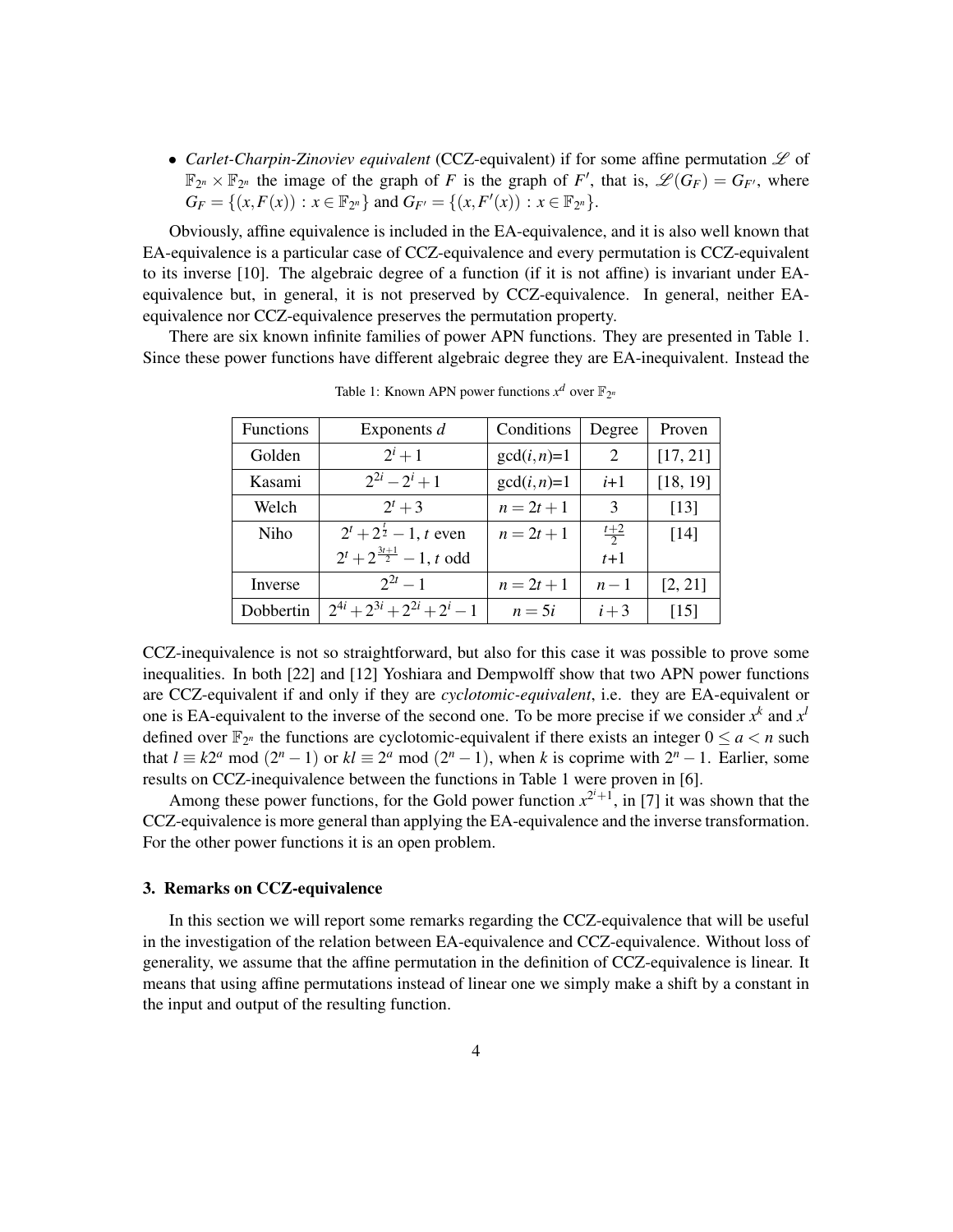- *Carlet-Charpin-Zinoviev equivalent* (CCZ-equivalent) if for some affine permutation $\mathscr{L}$ of $\mathbb{F}_{2^n} \times \mathbb{F}_{2^n}$ the image of the graph of $F$ is the graph of $F'$, that is, $\mathscr{L}(G_F) = G_{F'}$, where $G_F = \{(x, F(x)) : x \in \mathbb{F}_{2^n}\}$ and $G_{F'} = \{(x, F'(x)) : x \in \mathbb{F}_{2^n}\}$.

Obviously, affine equivalence is included in the EA-equivalence, and it is also well known that EA-equivalence is a particular case of CCZ-equivalence and every permutation is CCZ-equivalent to its inverse [10]. The algebraic degree of a function (if it is not affine) is invariant under EA-equivalence but, in general, it is not preserved by CCZ-equivalence. In general, neither EA-equivalence nor CCZ-equivalence preserves the permutation property.

There are six known infinite families of power APN functions. They are presented in Table 1. Since these power functions have different algebraic degree they are EA-inequivalent. Instead the CCZ-inequivalence is not so straightforward, but also for this case it was possible to prove some inequalities. In both [22] and [12] Yoshiara and Dempwolff show that two APN power functions are CCZ-equivalent if and only if they are *cyclotomic-equivalent*, i.e. they are EA-equivalent or one is EA-equivalent to the inverse of the second one. To be more precise if we consider $x^k$ and $x^l$ defined over $\mathbb{F}_{2^n}$ the functions are cyclotomic-equivalent if there exists an integer $0 \leq a < n$ such that $l \equiv k2^a \bmod (2^n - 1)$ or $kl \equiv 2^a \bmod (2^n - 1)$, when $k$ is coprime with $2^n - 1$. Earlier, some results on CCZ-inequivalence between the functions in Table 1 were proven in [6].

Table 1: Known APN power functions $x^d$ over $\mathbb{F}_{2^n}$

| Functions | Exponents $d$ | Conditions | Degree | Proven |
|---|---|---|---|---|
| Golden | $2^i + 1$ | gcd($i,n$)=1 | 2 | [17, 21] |
| Kasami | $2^{2i} - 2^i + 1$ | gcd($i,n$)=1 | $i$+1 | [18, 19] |
| Welch | $2^t + 3$ | $n = 2t + 1$ | 3 | [13] |
| Niho | $2^t + 2^{\frac{t}{2}} - 1$, $t$ even | $n = 2t + 1$ | $\frac{t+2}{2}$ | [14] |
| | $2^t + 2^{\frac{3t+1}{2}} - 1$, $t$ odd | | $t$+1 | |
| Inverse | $2^{2t} - 1$ | $n = 2t + 1$ | $n - 1$ | [2, 21] |
| Dobbertin | $2^{4i} + 2^{3i} + 2^{2i} + 2^i - 1$ | $n = 5i$ | $i + 3$ | [15] |

Among these power functions, for the Gold power function $x^{2^i+1}$, in [7] it was shown that the CCZ-equivalence is more general than applying the EA-equivalence and the inverse transformation. For the other power functions it is an open problem.

### 3. Remarks on CCZ-equivalence

In this section we will report some remarks regarding the CCZ-equivalence that will be useful in the investigation of the relation between EA-equivalence and CCZ-equivalence. Without loss of generality, we assume that the affine permutation in the definition of CCZ-equivalence is linear. It means that using affine permutations instead of linear one we simply make a shift by a constant in the input and output of the resulting function.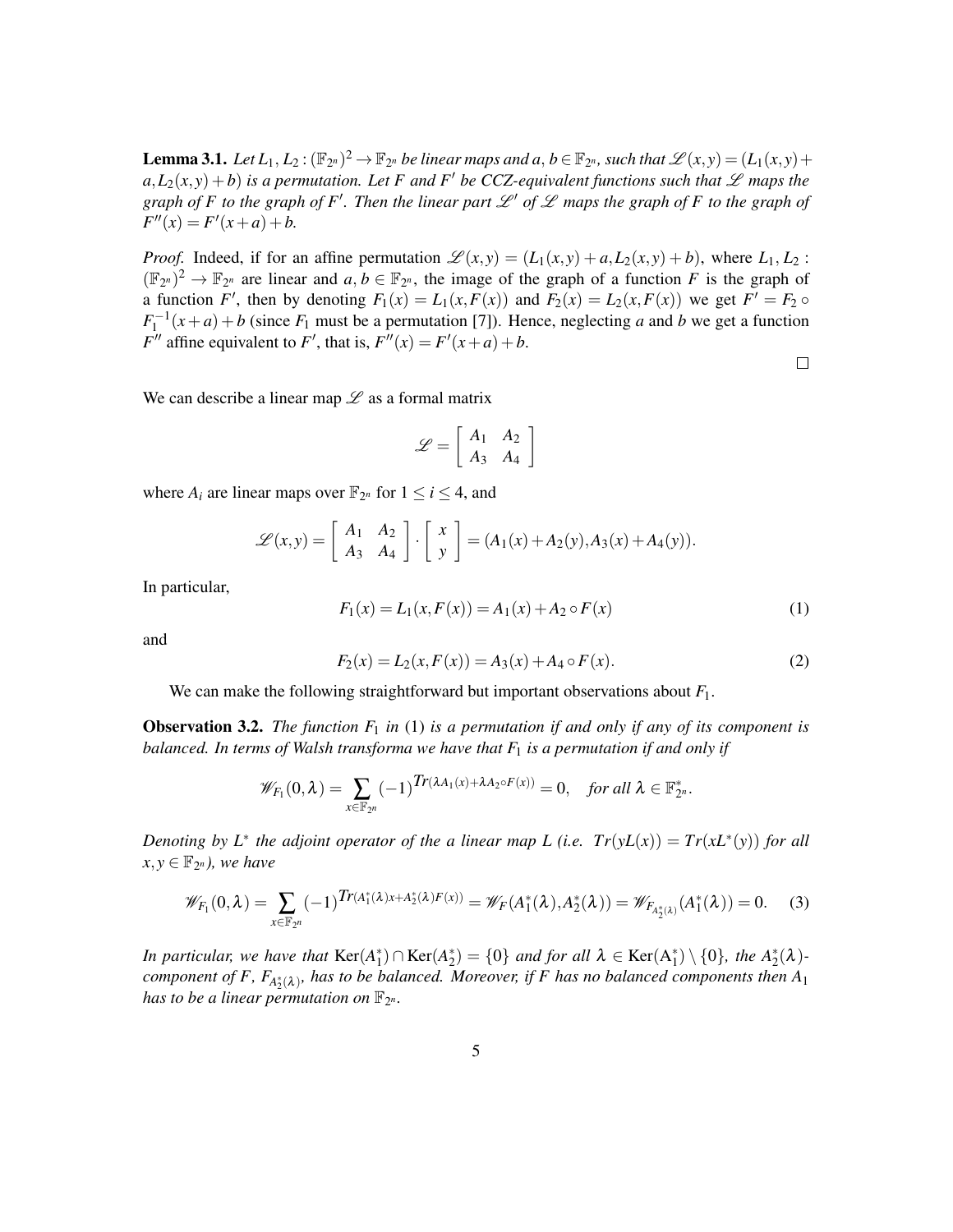**Lemma 3.1.** *Let $L_1, L_2 : (\mathbb{F}_{2^n})^2 \to \mathbb{F}_{2^n}$ be linear maps and $a, b \in \mathbb{F}_{2^n}$, such that $\mathscr{L}(x,y) = (L_1(x,y) + a, L_2(x,y) + b)$ is a permutation. Let $F$ and $F'$ be CCZ-equivalent functions such that $\mathscr{L}$ maps the graph of $F$ to the graph of $F'$. Then the linear part $\mathscr{L}'$ of $\mathscr{L}$ maps the graph of $F$ to the graph of $F''(x) = F'(x+a) + b$.*

*Proof.* Indeed, if for an affine permutation $\mathscr{L}(x,y) = (L_1(x,y) + a, L_2(x,y) + b)$, where $L_1, L_2 : (\mathbb{F}_{2^n})^2 \to \mathbb{F}_{2^n}$ are linear and $a, b \in \mathbb{F}_{2^n}$, the image of the graph of a function $F$ is the graph of a function $F'$, then by denoting $F_1(x) = L_1(x, F(x))$ and $F_2(x) = L_2(x, F(x))$ we get $F' = F_2 \circ F_1^{-1}(x+a) + b$ (since $F_1$ must be a permutation [7]). Hence, neglecting $a$ and $b$ we get a function $F''$ affine equivalent to $F'$, that is, $F''(x) = F'(x+a) + b$.

□

We can describe a linear map $\mathscr{L}$ as a formal matrix

$$\mathscr{L} = \begin{bmatrix} A_1 & A_2 \\ A_3 & A_4 \end{bmatrix}$$

where $A_i$ are linear maps over $\mathbb{F}_{2^n}$ for $1 \leq i \leq 4$, and

$$\mathscr{L}(x,y) = \begin{bmatrix} A_1 & A_2 \\ A_3 & A_4 \end{bmatrix} \cdot \begin{bmatrix} x \\ y \end{bmatrix} = (A_1(x) + A_2(y), A_3(x) + A_4(y)).$$

In particular,

$$F_1(x) = L_1(x, F(x)) = A_1(x) + A_2 \circ F(x) \tag{1}$$

and

$$F_2(x) = L_2(x, F(x)) = A_3(x) + A_4 \circ F(x). \tag{2}$$

We can make the following straightforward but important observations about $F_1$.

**Observation 3.2.** *The function $F_1$ in (1) is a permutation if and only if any of its component is balanced. In terms of Walsh transforma we have that $F_1$ is a permutation if and only if*

$$\mathscr{W}_{F_1}(0, \lambda) = \sum_{x \in \mathbb{F}_{2^n}} (-1)^{Tr(\lambda A_1(x) + \lambda A_2 \circ F(x))} = 0, \quad \textit{for all } \lambda \in \mathbb{F}_{2^n}^*.$$

*Denoting by $L^*$ the adjoint operator of the a linear map $L$ (i.e. $Tr(yL(x)) = Tr(xL^*(y))$ for all $x, y \in \mathbb{F}_{2^n}$), we have*

$$\mathscr{W}_{F_1}(0, \lambda) = \sum_{x \in \mathbb{F}_{2^n}} (-1)^{Tr(A_1^*(\lambda)x + A_2^*(\lambda)F(x))} = \mathscr{W}_F(A_1^*(\lambda), A_2^*(\lambda)) = \mathscr{W}_{F_{A_2^*(\lambda)}}(A_1^*(\lambda)) = 0. \tag{3}$$

*In particular, we have that $\mathrm{Ker}(A_1^*) \cap \mathrm{Ker}(A_2^*) = \{0\}$ and for all $\lambda \in \mathrm{Ker}(A_1^*) \setminus \{0\}$, the $A_2^*(\lambda)$-component of $F$, $F_{A_2^*(\lambda)}$, has to be balanced. Moreover, if $F$ has no balanced components then $A_1$ has to be a linear permutation on $\mathbb{F}_{2^n}$.*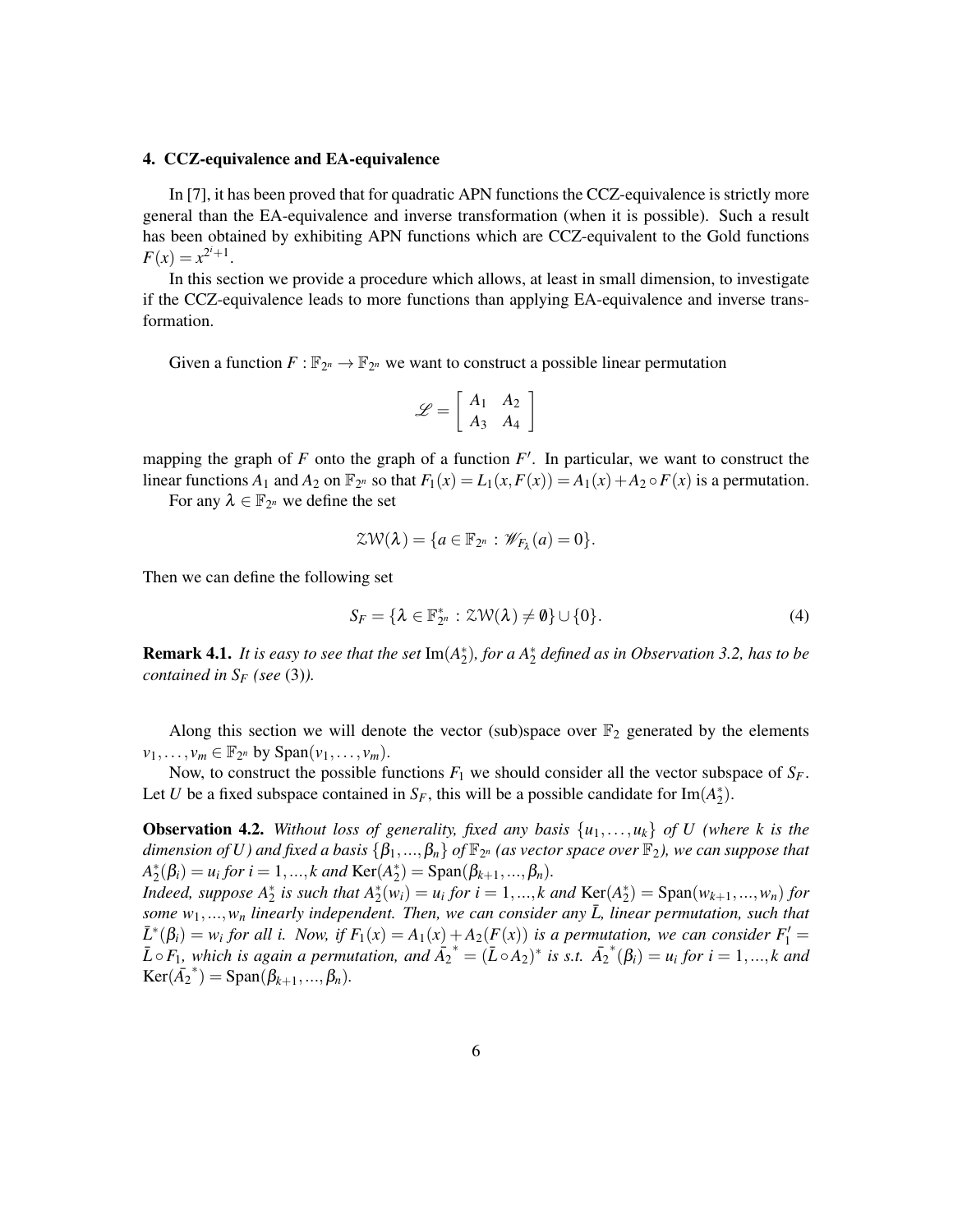## 4. CCZ-equivalence and EA-equivalence

In [7], it has been proved that for quadratic APN functions the CCZ-equivalence is strictly more general than the EA-equivalence and inverse transformation (when it is possible). Such a result has been obtained by exhibiting APN functions which are CCZ-equivalent to the Gold functions $F(x) = x^{2^i+1}$.

In this section we provide a procedure which allows, at least in small dimension, to investigate if the CCZ-equivalence leads to more functions than applying EA-equivalence and inverse transformation.

Given a function $F : \mathbb{F}_{2^n} \to \mathbb{F}_{2^n}$ we want to construct a possible linear permutation

$$\mathscr{L} = \begin{bmatrix} A_1 & A_2 \\ A_3 & A_4 \end{bmatrix}$$

mapping the graph of $F$ onto the graph of a function $F'$. In particular, we want to construct the linear functions $A_1$ and $A_2$ on $\mathbb{F}_{2^n}$ so that $F_1(x) = L_1(x, F(x)) = A_1(x) + A_2 \circ F(x)$ is a permutation.

For any $\lambda \in \mathbb{F}_{2^n}$ we define the set

$$\mathcal{ZW}(\lambda) = \{a \in \mathbb{F}_{2^n} : \mathscr{W}_{F_\lambda}(a) = 0\}.$$

Then we can define the following set

$$S_F = \{\lambda \in \mathbb{F}_{2^n}^* : \mathcal{ZW}(\lambda) \neq \emptyset\} \cup \{0\}. \tag{4}$$

**Remark 4.1.** *It is easy to see that the set* $\mathrm{Im}(A_2^*)$*, for a* $A_2^*$ *defined as in Observation 3.2, has to be contained in* $S_F$ *(see* (3)*).*

Along this section we will denote the vector (sub)space over $\mathbb{F}_2$ generated by the elements $v_1, \ldots, v_m \in \mathbb{F}_{2^n}$ by $\mathrm{Span}(v_1, \ldots, v_m)$.

Now, to construct the possible functions $F_1$ we should consider all the vector subspace of $S_F$. Let $U$ be a fixed subspace contained in $S_F$, this will be a possible candidate for $\mathrm{Im}(A_2^*)$.

**Observation 4.2.** *Without loss of generality, fixed any basis* $\{u_1, \ldots, u_k\}$ *of* $U$ *(where* $k$ *is the dimension of* $U$*) and fixed a basis* $\{\beta_1, ..., \beta_n\}$ *of* $\mathbb{F}_{2^n}$ *(as vector space over* $\mathbb{F}_2$*), we can suppose that* $A_2^*(\beta_i) = u_i$ *for* $i = 1, ..., k$ *and* $\mathrm{Ker}(A_2^*) = \mathrm{Span}(\beta_{k+1}, ..., \beta_n)$*.*
*Indeed, suppose* $A_2^*$ *is such that* $A_2^*(w_i) = u_i$ *for* $i = 1, ..., k$ *and* $\mathrm{Ker}(A_2^*) = \mathrm{Span}(w_{k+1}, ..., w_n)$ *for some* $w_1, ..., w_n$ *linearly independent. Then, we can consider any* $\bar{L}$*, linear permutation, such that* $\bar{L}^*(\beta_i) = w_i$ *for all* $i$*. Now, if* $F_1(x) = A_1(x) + A_2(F(x))$ *is a permutation, we can consider* $F_1' = \bar{L} \circ F_1$*, which is again a permutation, and* $\bar{A_2}^* = (\bar{L} \circ A_2)^*$ *is s.t.* $\bar{A_2}^*(\beta_i) = u_i$ *for* $i = 1, ..., k$ *and* $\mathrm{Ker}(\bar{A_2}^*) = \mathrm{Span}(\beta_{k+1}, ..., \beta_n)$*.*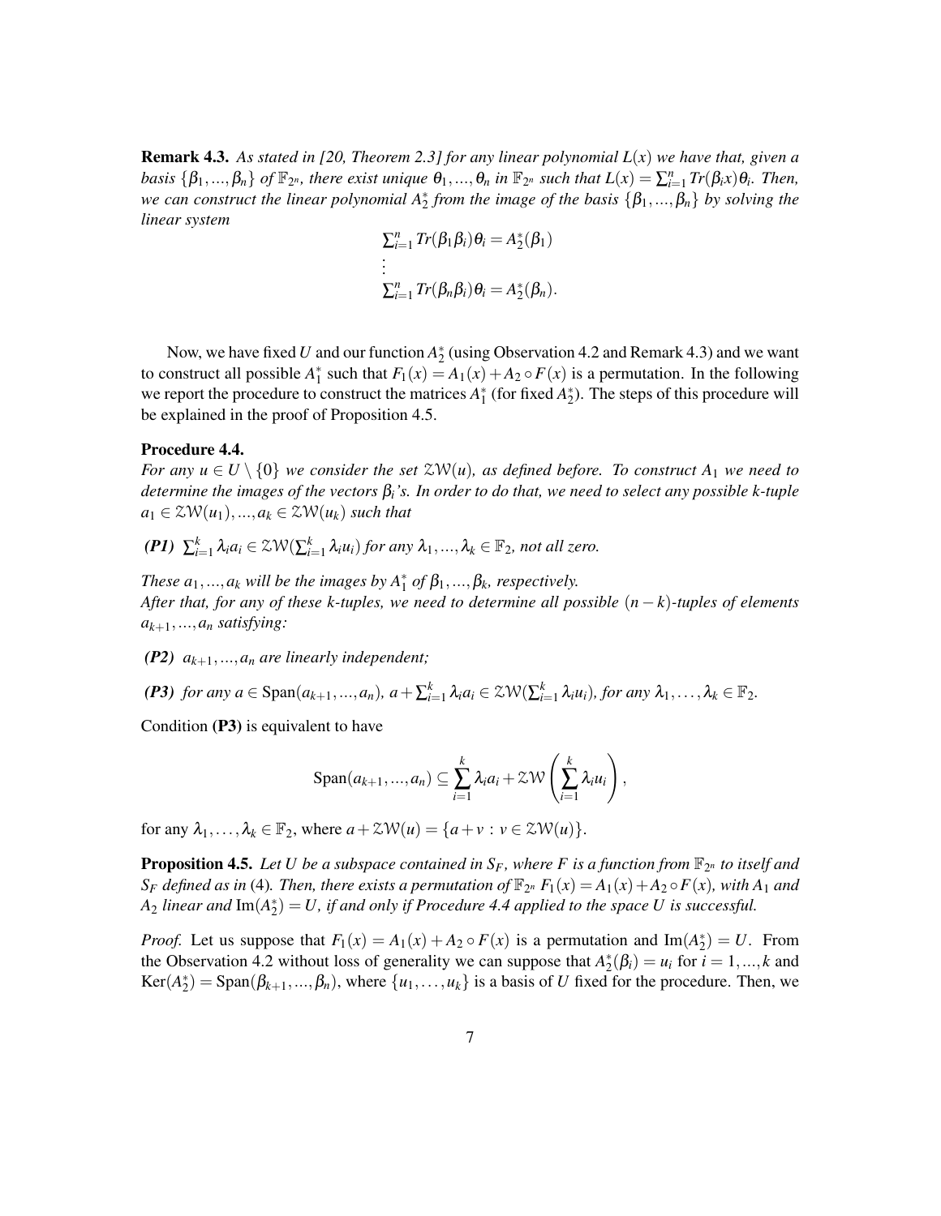**Remark 4.3.** *As stated in [20, Theorem 2.3] for any linear polynomial $L(x)$ we have that, given a basis $\{\beta_1, ..., \beta_n\}$ of $\mathbb{F}_{2^n}$, there exist unique $\theta_1, ..., \theta_n$ in $\mathbb{F}_{2^n}$ such that $L(x) = \sum_{i=1}^n Tr(\beta_i x)\theta_i$. Then, we can construct the linear polynomial $A_2^*$ from the image of the basis $\{\beta_1, ..., \beta_n\}$ by solving the linear system*

$$
\begin{aligned}
&\textstyle\sum_{i=1}^n Tr(\beta_1\beta_i)\theta_i = A_2^*(\beta_1)\\
&\vdots\\
&\textstyle\sum_{i=1}^n Tr(\beta_n\beta_i)\theta_i = A_2^*(\beta_n).
\end{aligned}
$$

Now, we have fixed $U$ and our function $A_2^*$ (using Observation 4.2 and Remark 4.3) and we want to construct all possible $A_1^*$ such that $F_1(x) = A_1(x) + A_2 \circ F(x)$ is a permutation. In the following we report the procedure to construct the matrices $A_1^*$ (for fixed $A_2^*$). The steps of this procedure will be explained in the proof of Proposition 4.5.

**Procedure 4.4.**
*For any $u \in U \setminus \{0\}$ we consider the set $\mathcal{ZW}(u)$, as defined before. To construct $A_1$ we need to determine the images of the vectors $\beta_i$'s. In order to do that, we need to select any possible k-tuple $a_1 \in \mathcal{ZW}(u_1), ..., a_k \in \mathcal{ZW}(u_k)$ such that*

- ***(P1)*** *$\sum_{i=1}^k \lambda_i a_i \in \mathcal{ZW}(\sum_{i=1}^k \lambda_i u_i)$ for any $\lambda_1, ..., \lambda_k \in \mathbb{F}_2$, not all zero.*

*These $a_1, ..., a_k$ will be the images by $A_1^*$ of $\beta_1, ..., \beta_k$, respectively.*
*After that, for any of these k-tuples, we need to determine all possible $(n-k)$-tuples of elements $a_{k+1}, ..., a_n$ satisfying:*

- ***(P2)*** *$a_{k+1}, ..., a_n$ are linearly independent;*
- ***(P3)*** *for any $a \in \operatorname{Span}(a_{k+1}, ..., a_n)$, $a + \sum_{i=1}^k \lambda_i a_i \in \mathcal{ZW}(\sum_{i=1}^k \lambda_i u_i)$, for any $\lambda_1, \ldots, \lambda_k \in \mathbb{F}_2$.*

Condition **(P3)** is equivalent to have

$$
\operatorname{Span}(a_{k+1}, ..., a_n) \subseteq \sum_{i=1}^k \lambda_i a_i + \mathcal{ZW}\left(\sum_{i=1}^k \lambda_i u_i\right),
$$

for any $\lambda_1, \ldots, \lambda_k \in \mathbb{F}_2$, where $a + \mathcal{ZW}(u) = \{a + v : v \in \mathcal{ZW}(u)\}$.

**Proposition 4.5.** *Let $U$ be a subspace contained in $S_F$, where $F$ is a function from $\mathbb{F}_{2^n}$ to itself and $S_F$ defined as in (4). Then, there exists a permutation of $\mathbb{F}_{2^n}$ $F_1(x) = A_1(x) + A_2 \circ F(x)$, with $A_1$ and $A_2$ linear and $\operatorname{Im}(A_2^*) = U$, if and only if Procedure 4.4 applied to the space $U$ is successful.*

*Proof.* Let us suppose that $F_1(x) = A_1(x) + A_2 \circ F(x)$ is a permutation and $\operatorname{Im}(A_2^*) = U$. From the Observation 4.2 without loss of generality we can suppose that $A_2^*(\beta_i) = u_i$ for $i = 1, ..., k$ and $\operatorname{Ker}(A_2^*) = \operatorname{Span}(\beta_{k+1}, ..., \beta_n)$, where $\{u_1, \ldots, u_k\}$ is a basis of $U$ fixed for the procedure. Then, we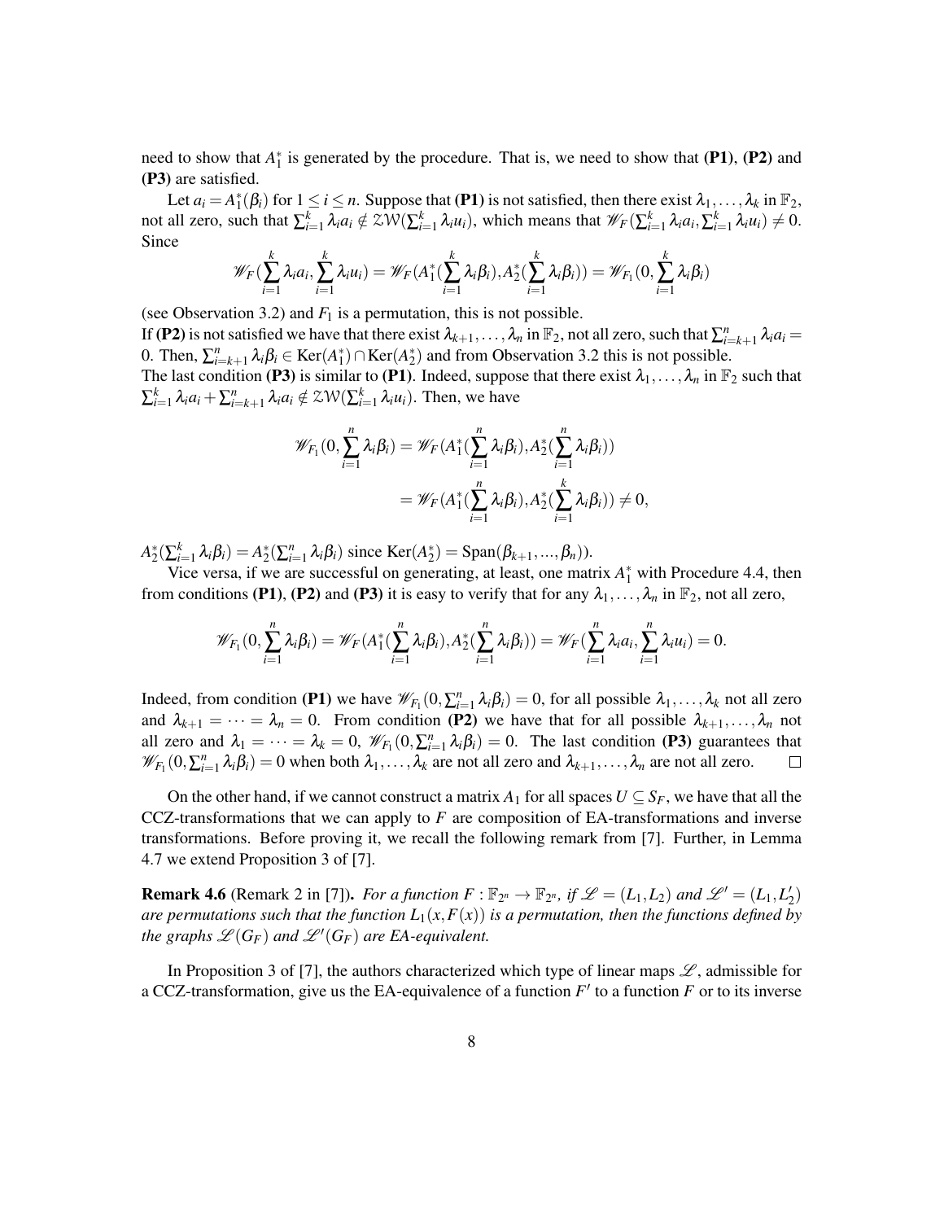need to show that $A_1^*$ is generated by the procedure. That is, we need to show that **(P1)**, **(P2)** and **(P3)** are satisfied.

Let $a_i = A_1^*(\beta_i)$ for $1 \leq i \leq n$. Suppose that **(P1)** is not satisfied, then there exist $\lambda_1, \ldots, \lambda_k$ in $\mathbb{F}_2$, not all zero, such that $\sum_{i=1}^k \lambda_i a_i \notin \mathcal{ZW}(\sum_{i=1}^k \lambda_i u_i)$, which means that $\mathscr{W}_F(\sum_{i=1}^k \lambda_i a_i, \sum_{i=1}^k \lambda_i u_i) \neq 0$. Since

$$\mathscr{W}_F(\sum_{i=1}^k \lambda_i a_i, \sum_{i=1}^k \lambda_i u_i) = \mathscr{W}_F(A_1^*(\sum_{i=1}^k \lambda_i \beta_i), A_2^*(\sum_{i=1}^k \lambda_i \beta_i)) = \mathscr{W}_{F_1}(0, \sum_{i=1}^k \lambda_i \beta_i)$$

(see Observation 3.2) and $F_1$ is a permutation, this is not possible.

If **(P2)** is not satisfied we have that there exist $\lambda_{k+1}, \ldots, \lambda_n$ in $\mathbb{F}_2$, not all zero, such that $\sum_{i=k+1}^n \lambda_i a_i = 0$. Then, $\sum_{i=k+1}^n \lambda_i \beta_i \in \mathrm{Ker}(A_1^*) \cap \mathrm{Ker}(A_2^*)$ and from Observation 3.2 this is not possible.

The last condition **(P3)** is similar to **(P1)**. Indeed, suppose that there exist $\lambda_1, \ldots, \lambda_n$ in $\mathbb{F}_2$ such that $\sum_{i=1}^k \lambda_i a_i + \sum_{i=k+1}^n \lambda_i a_i \notin \mathcal{ZW}(\sum_{i=1}^k \lambda_i u_i)$. Then, we have

$$\begin{aligned}
\mathscr{W}_{F_1}(0, \sum_{i=1}^n \lambda_i \beta_i) &= \mathscr{W}_F(A_1^*(\sum_{i=1}^n \lambda_i \beta_i), A_2^*(\sum_{i=1}^n \lambda_i \beta_i)) \\
&= \mathscr{W}_F(A_1^*(\sum_{i=1}^n \lambda_i \beta_i), A_2^*(\sum_{i=1}^k \lambda_i \beta_i)) \neq 0,
\end{aligned}$$

$A_2^*(\sum_{i=1}^k \lambda_i \beta_i) = A_2^*(\sum_{i=1}^n \lambda_i \beta_i)$ since $\mathrm{Ker}(A_2^*) = \mathrm{Span}(\beta_{k+1}, ..., \beta_n)$).

Vice versa, if we are successful on generating, at least, one matrix $A_1^*$ with Procedure 4.4, then from conditions **(P1)**, **(P2)** and **(P3)** it is easy to verify that for any $\lambda_1, \ldots, \lambda_n$ in $\mathbb{F}_2$, not all zero,

$$\mathscr{W}_{F_1}(0, \sum_{i=1}^n \lambda_i \beta_i) = \mathscr{W}_F(A_1^*(\sum_{i=1}^n \lambda_i \beta_i), A_2^*(\sum_{i=1}^n \lambda_i \beta_i)) = \mathscr{W}_F(\sum_{i=1}^n \lambda_i a_i, \sum_{i=1}^n \lambda_i u_i) = 0.$$

Indeed, from condition **(P1)** we have $\mathscr{W}_{F_1}(0, \sum_{i=1}^n \lambda_i \beta_i) = 0$, for all possible $\lambda_1, \ldots, \lambda_k$ not all zero and $\lambda_{k+1} = \cdots = \lambda_n = 0$. From condition **(P2)** we have that for all possible $\lambda_{k+1}, \ldots, \lambda_n$ not all zero and $\lambda_1 = \cdots = \lambda_k = 0$, $\mathscr{W}_{F_1}(0, \sum_{i=1}^n \lambda_i \beta_i) = 0$. The last condition **(P3)** guarantees that $\mathscr{W}_{F_1}(0, \sum_{i=1}^n \lambda_i \beta_i) = 0$ when both $\lambda_1, \ldots, \lambda_k$ are not all zero and $\lambda_{k+1}, \ldots, \lambda_n$ are not all zero. ☐

On the other hand, if we cannot construct a matrix $A_1$ for all spaces $U \subseteq S_F$, we have that all the CCZ-transformations that we can apply to $F$ are composition of EA-transformations and inverse transformations. Before proving it, we recall the following remark from [7]. Further, in Lemma 4.7 we extend Proposition 3 of [7].

**Remark 4.6** (Remark 2 in [7]). *For a function $F : \mathbb{F}_{2^n} \to \mathbb{F}_{2^n}$, if $\mathscr{L} = (L_1, L_2)$ and $\mathscr{L}' = (L_1, L_2')$ are permutations such that the function $L_1(x, F(x))$ is a permutation, then the functions defined by the graphs $\mathscr{L}(G_F)$ and $\mathscr{L}'(G_F)$ are EA-equivalent.*

In Proposition 3 of [7], the authors characterized which type of linear maps $\mathscr{L}$, admissible for a CCZ-transformation, give us the EA-equivalence of a function $F'$ to a function $F$ or to its inverse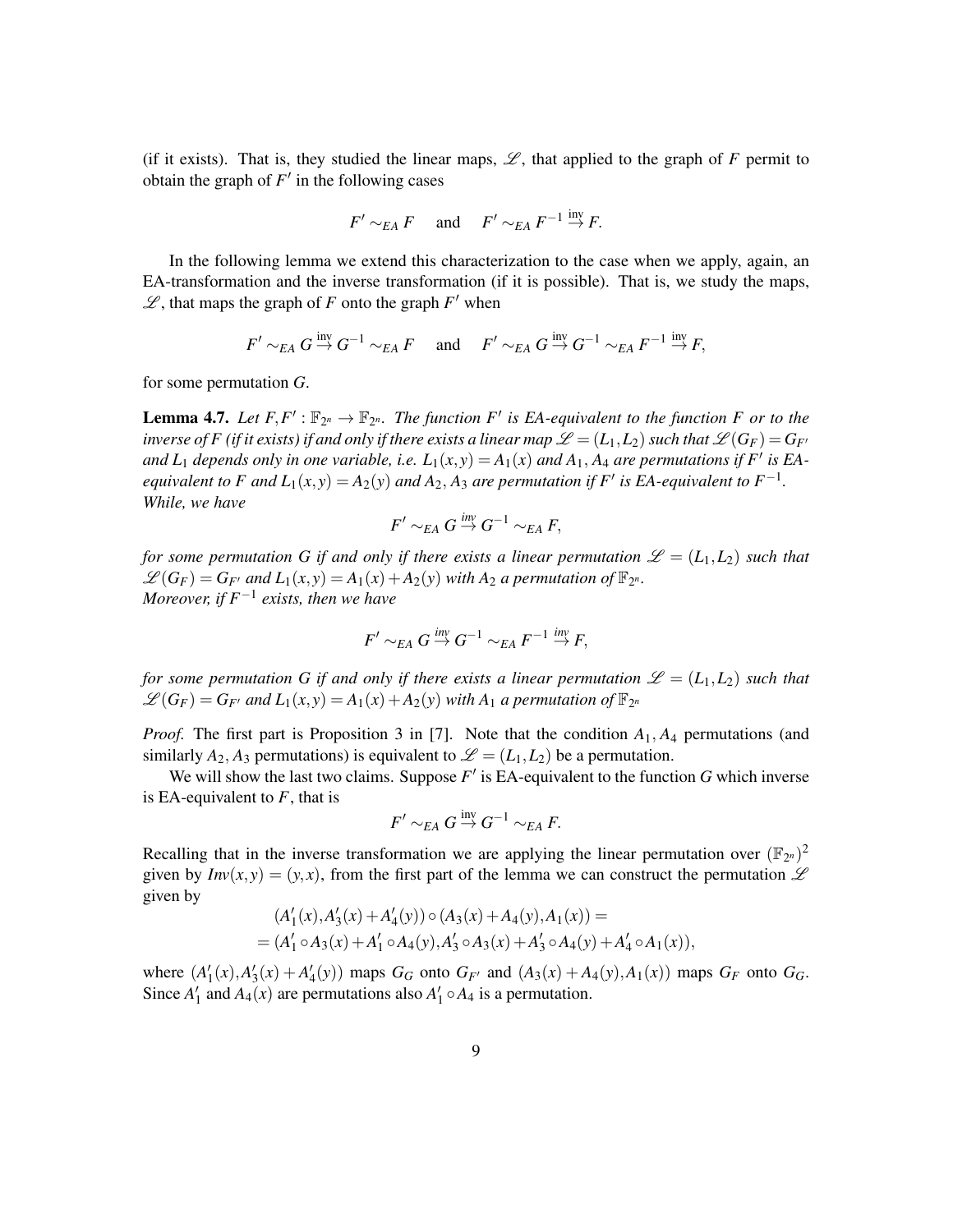(if it exists). That is, they studied the linear maps, $\mathscr{L}$, that applied to the graph of $F$ permit to obtain the graph of $F'$ in the following cases

$$F' \sim_{EA} F \quad \text{and} \quad F' \sim_{EA} F^{-1} \overset{\text{inv}}{\rightarrow} F.$$

In the following lemma we extend this characterization to the case when we apply, again, an EA-transformation and the inverse transformation (if it is possible). That is, we study the maps, $\mathscr{L}$, that maps the graph of $F$ onto the graph $F'$ when

$$F' \sim_{EA} G \overset{\text{inv}}{\rightarrow} G^{-1} \sim_{EA} F \quad \text{and} \quad F' \sim_{EA} G \overset{\text{inv}}{\rightarrow} G^{-1} \sim_{EA} F^{-1} \overset{\text{inv}}{\rightarrow} F,$$

for some permutation $G$.

**Lemma 4.7.** *Let $F, F' : \mathbb{F}_{2^n} \rightarrow \mathbb{F}_{2^n}$. The function $F'$ is EA-equivalent to the function $F$ or to the inverse of $F$ (if it exists) if and only if there exists a linear map $\mathscr{L} = (L_1, L_2)$ such that $\mathscr{L}(G_F) = G_{F'}$ and $L_1$ depends only in one variable, i.e. $L_1(x,y) = A_1(x)$ and $A_1, A_4$ are permutations if $F'$ is EA-equivalent to $F$ and $L_1(x,y) = A_2(y)$ and $A_2, A_3$ are permutation if $F'$ is EA-equivalent to $F^{-1}$. While, we have*

$$F' \sim_{EA} G \overset{inv}{\rightarrow} G^{-1} \sim_{EA} F,$$

*for some permutation $G$ if and only if there exists a linear permutation $\mathscr{L} = (L_1, L_2)$ such that $\mathscr{L}(G_F) = G_{F'}$ and $L_1(x,y) = A_1(x) + A_2(y)$ with $A_2$ a permutation of $\mathbb{F}_{2^n}$.*
*Moreover, if $F^{-1}$ exists, then we have*

$$F' \sim_{EA} G \overset{inv}{\rightarrow} G^{-1} \sim_{EA} F^{-1} \overset{inv}{\rightarrow} F,$$

*for some permutation $G$ if and only if there exists a linear permutation $\mathscr{L} = (L_1, L_2)$ such that $\mathscr{L}(G_F) = G_{F'}$ and $L_1(x,y) = A_1(x) + A_2(y)$ with $A_1$ a permutation of $\mathbb{F}_{2^n}$*

*Proof.* The first part is Proposition 3 in [7]. Note that the condition $A_1, A_4$ permutations (and similarly $A_2, A_3$ permutations) is equivalent to $\mathscr{L} = (L_1, L_2)$ be a permutation.

We will show the last two claims. Suppose $F'$ is EA-equivalent to the function $G$ which inverse is EA-equivalent to $F$, that is

$$F' \sim_{EA} G \overset{\text{inv}}{\rightarrow} G^{-1} \sim_{EA} F.$$

Recalling that in the inverse transformation we are applying the linear permutation over $(\mathbb{F}_{2^n})^2$ given by $Inv(x,y) = (y,x)$, from the first part of the lemma we can construct the permutation $\mathscr{L}$ given by

$$\begin{aligned}
&(A_1'(x), A_3'(x) + A_4'(y)) \circ (A_3(x) + A_4(y), A_1(x)) = \\
&= (A_1' \circ A_3(x) + A_1' \circ A_4(y), A_3' \circ A_3(x) + A_3' \circ A_4(y) + A_4' \circ A_1(x)),
\end{aligned}$$

where $(A_1'(x), A_3'(x) + A_4'(y))$ maps $G_G$ onto $G_{F'}$ and $(A_3(x) + A_4(y), A_1(x))$ maps $G_F$ onto $G_G$. Since $A_1'$ and $A_4(x)$ are permutations also $A_1' \circ A_4$ is a permutation.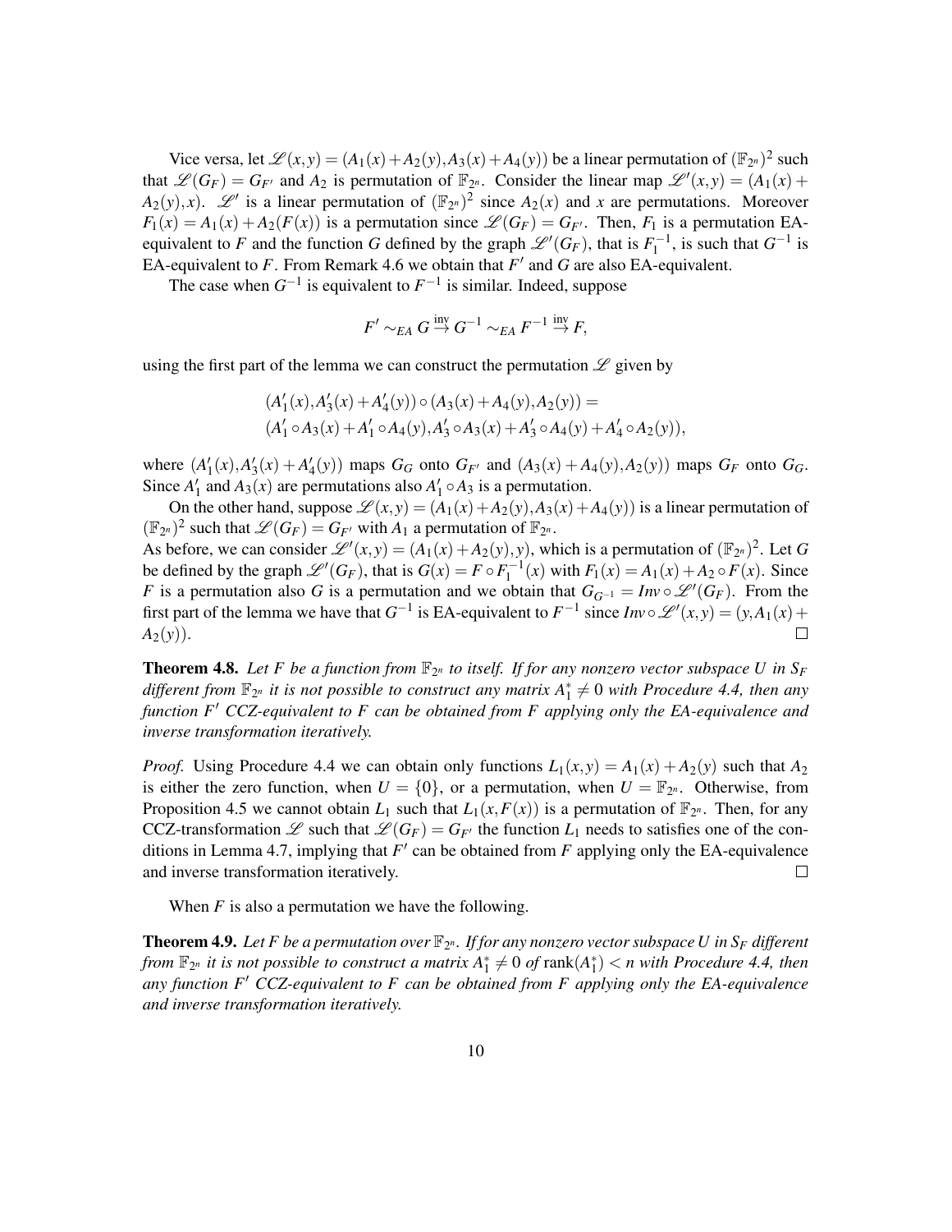Vice versa, let $\mathscr{L}(x,y) = (A_1(x)+A_2(y), A_3(x)+A_4(y))$ be a linear permutation of $(\mathbb{F}_{2^n})^2$ such that $\mathscr{L}(G_F) = G_{F'}$ and $A_2$ is permutation of $\mathbb{F}_{2^n}$. Consider the linear map $\mathscr{L}'(x,y) = (A_1(x)+A_2(y), x)$. $\mathscr{L}'$ is a linear permutation of $(\mathbb{F}_{2^n})^2$ since $A_2(x)$ and $x$ are permutations. Moreover $F_1(x) = A_1(x)+A_2(F(x))$ is a permutation since $\mathscr{L}(G_F) = G_{F'}$. Then, $F_1$ is a permutation EA-equivalent to $F$ and the function $G$ defined by the graph $\mathscr{L}'(G_F)$, that is $F_1^{-1}$, is such that $G^{-1}$ is EA-equivalent to $F$. From Remark 4.6 we obtain that $F'$ and $G$ are also EA-equivalent.

The case when $G^{-1}$ is equivalent to $F^{-1}$ is similar. Indeed, suppose

$$F' \sim_{EA} G \stackrel{\text{inv}}{\to} G^{-1} \sim_{EA} F^{-1} \stackrel{\text{inv}}{\to} F,$$

using the first part of the lemma we can construct the permutation $\mathscr{L}$ given by

$$\begin{aligned}
&(A_1'(x), A_3'(x)+A_4'(y)) \circ (A_3(x)+A_4(y), A_2(y)) = \\
&(A_1' \circ A_3(x) + A_1' \circ A_4(y), A_3' \circ A_3(x) + A_3' \circ A_4(y) + A_4' \circ A_2(y)),
\end{aligned}$$

where $(A_1'(x), A_3'(x)+A_4'(y))$ maps $G_G$ onto $G_{F'}$ and $(A_3(x)+A_4(y), A_2(y))$ maps $G_F$ onto $G_G$. Since $A_1'$ and $A_3(x)$ are permutations also $A_1' \circ A_3$ is a permutation.

On the other hand, suppose $\mathscr{L}(x,y) = (A_1(x)+A_2(y), A_3(x)+A_4(y))$ is a linear permutation of $(\mathbb{F}_{2^n})^2$ such that $\mathscr{L}(G_F) = G_{F'}$ with $A_1$ a permutation of $\mathbb{F}_{2^n}$.
As before, we can consider $\mathscr{L}'(x,y) = (A_1(x)+A_2(y), y)$, which is a permutation of $(\mathbb{F}_{2^n})^2$. Let $G$ be defined by the graph $\mathscr{L}'(G_F)$, that is $G(x) = F \circ F_1^{-1}(x)$ with $F_1(x) = A_1(x) + A_2 \circ F(x)$. Since $F$ is a permutation also $G$ is a permutation and we obtain that $G_{G^{-1}} = Inv \circ \mathscr{L}'(G_F)$. From the first part of the lemma we have that $G^{-1}$ is EA-equivalent to $F^{-1}$ since $Inv \circ \mathscr{L}'(x,y) = (y, A_1(x)+A_2(y))$. □

**Theorem 4.8.** *Let $F$ be a function from $\mathbb{F}_{2^n}$ to itself. If for any nonzero vector subspace $U$ in $S_F$ different from $\mathbb{F}_{2^n}$ it is not possible to construct any matrix $A_1^* \neq 0$ with Procedure 4.4, then any function $F'$ CCZ-equivalent to $F$ can be obtained from $F$ applying only the EA-equivalence and inverse transformation iteratively.*

*Proof.* Using Procedure 4.4 we can obtain only functions $L_1(x,y) = A_1(x) + A_2(y)$ such that $A_2$ is either the zero function, when $U = \{0\}$, or a permutation, when $U = \mathbb{F}_{2^n}$. Otherwise, from Proposition 4.5 we cannot obtain $L_1$ such that $L_1(x, F(x))$ is a permutation of $\mathbb{F}_{2^n}$. Then, for any CCZ-transformation $\mathscr{L}$ such that $\mathscr{L}(G_F) = G_{F'}$ the function $L_1$ needs to satisfies one of the conditions in Lemma 4.7, implying that $F'$ can be obtained from $F$ applying only the EA-equivalence and inverse transformation iteratively. □

When $F$ is also a permutation we have the following.

**Theorem 4.9.** *Let $F$ be a permutation over $\mathbb{F}_{2^n}$. If for any nonzero vector subspace $U$ in $S_F$ different from $\mathbb{F}_{2^n}$ it is not possible to construct a matrix $A_1^* \neq 0$ of $\text{rank}(A_1^*) < n$ with Procedure 4.4, then any function $F'$ CCZ-equivalent to $F$ can be obtained from $F$ applying only the EA-equivalence and inverse transformation iteratively.*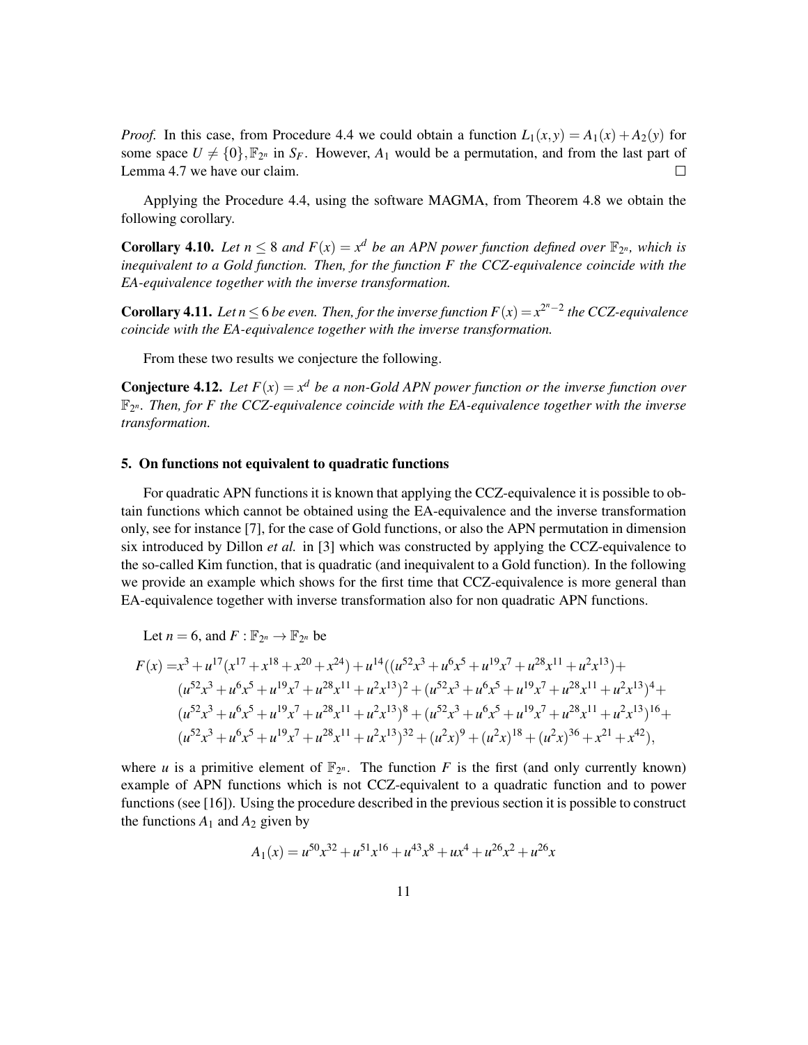*Proof.* In this case, from Procedure 4.4 we could obtain a function $L_1(x,y) = A_1(x) + A_2(y)$ for some space $U \neq \{0\}, \mathbb{F}_{2^n}$ in $S_F$. However, $A_1$ would be a permutation, and from the last part of Lemma 4.7 we have our claim. $\square$

Applying the Procedure 4.4, using the software MAGMA, from Theorem 4.8 we obtain the following corollary.

**Corollary 4.10.** *Let $n \leq 8$ and $F(x) = x^d$ be an APN power function defined over $\mathbb{F}_{2^n}$, which is inequivalent to a Gold function. Then, for the function $F$ the CCZ-equivalence coincide with the EA-equivalence together with the inverse transformation.*

**Corollary 4.11.** *Let $n \leq 6$ be even. Then, for the inverse function $F(x) = x^{2^n-2}$ the CCZ-equivalence coincide with the EA-equivalence together with the inverse transformation.*

From these two results we conjecture the following.

**Conjecture 4.12.** *Let $F(x) = x^d$ be a non-Gold APN power function or the inverse function over $\mathbb{F}_{2^n}$. Then, for $F$ the CCZ-equivalence coincide with the EA-equivalence together with the inverse transformation.*

## 5. On functions not equivalent to quadratic functions

For quadratic APN functions it is known that applying the CCZ-equivalence it is possible to obtain functions which cannot be obtained using the EA-equivalence and the inverse transformation only, see for instance [7], for the case of Gold functions, or also the APN permutation in dimension six introduced by Dillon *et al.* in [3] which was constructed by applying the CCZ-equivalence to the so-called Kim function, that is quadratic (and inequivalent to a Gold function). In the following we provide an example which shows for the first time that CCZ-equivalence is more general than EA-equivalence together with inverse transformation also for non quadratic APN functions.

Let $n = 6$, and $F : \mathbb{F}_{2^n} \to \mathbb{F}_{2^n}$ be

$$
\begin{aligned}
F(x) =& x^3 + u^{17}(x^{17} + x^{18} + x^{20} + x^{24}) + u^{14}((u^{52}x^3 + u^6x^5 + u^{19}x^7 + u^{28}x^{11} + u^2x^{13}) + \\
& (u^{52}x^3 + u^6x^5 + u^{19}x^7 + u^{28}x^{11} + u^2x^{13})^2 + (u^{52}x^3 + u^6x^5 + u^{19}x^7 + u^{28}x^{11} + u^2x^{13})^4 + \\
& (u^{52}x^3 + u^6x^5 + u^{19}x^7 + u^{28}x^{11} + u^2x^{13})^8 + (u^{52}x^3 + u^6x^5 + u^{19}x^7 + u^{28}x^{11} + u^2x^{13})^{16} + \\
& (u^{52}x^3 + u^6x^5 + u^{19}x^7 + u^{28}x^{11} + u^2x^{13})^{32} + (u^2x)^9 + (u^2x)^{18} + (u^2x)^{36} + x^{21} + x^{42}),
\end{aligned}
$$

where $u$ is a primitive element of $\mathbb{F}_{2^n}$. The function $F$ is the first (and only currently known) example of APN functions which is not CCZ-equivalent to a quadratic function and to power functions (see [16]). Using the procedure described in the previous section it is possible to construct the functions $A_1$ and $A_2$ given by

$$
A_1(x) = u^{50}x^{32} + u^{51}x^{16} + u^{43}x^8 + ux^4 + u^{26}x^2 + u^{26}x
$$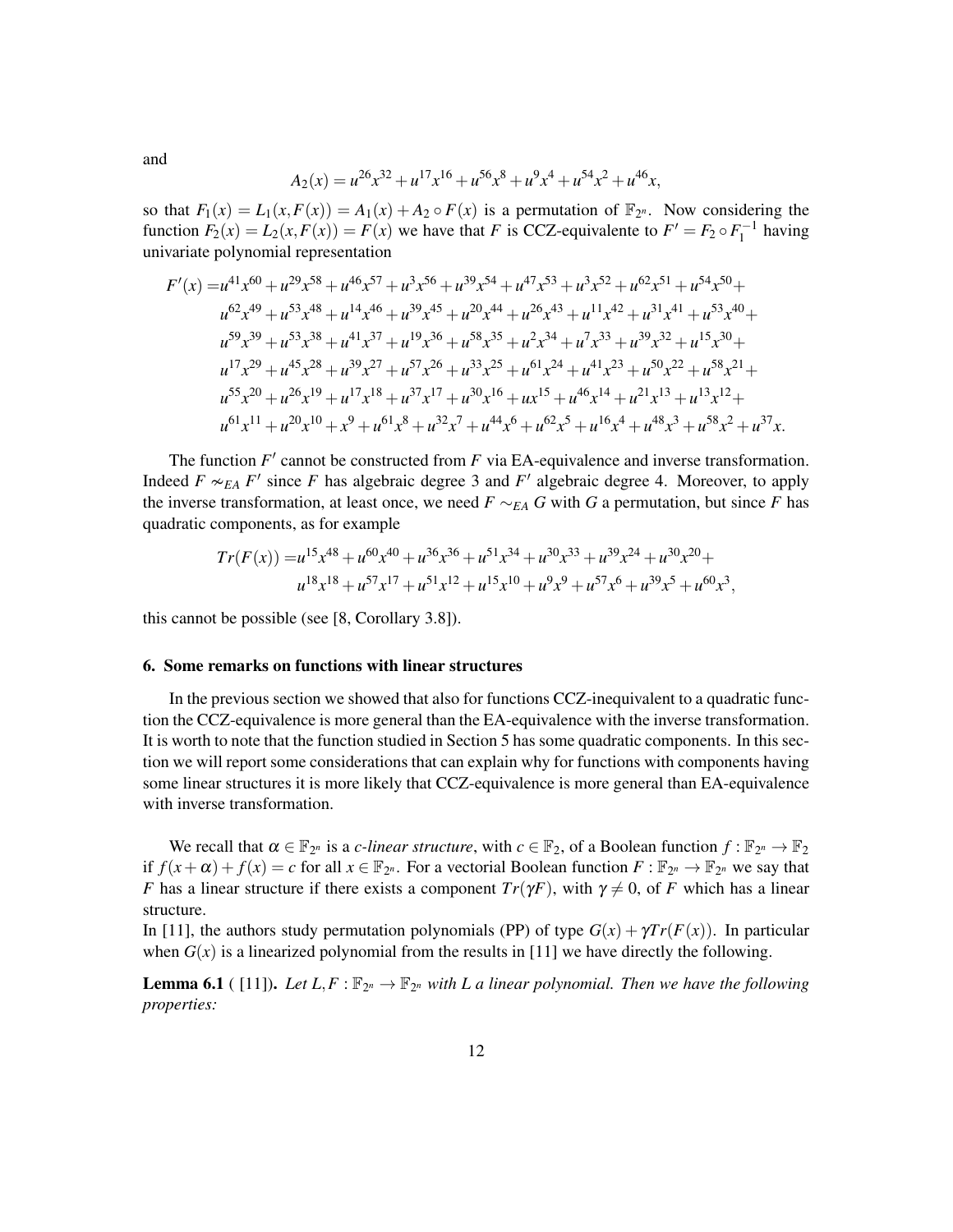and

$$A_2(x) = u^{26}x^{32} + u^{17}x^{16} + u^{56}x^8 + u^9x^4 + u^{54}x^2 + u^{46}x,$$

so that $F_1(x) = L_1(x, F(x)) = A_1(x) + A_2 \circ F(x)$ is a permutation of $\mathbb{F}_{2^n}$. Now considering the function $F_2(x) = L_2(x, F(x)) = F(x)$ we have that $F$ is CCZ-equivalente to $F' = F_2 \circ F_1^{-1}$ having univariate polynomial representation

$$\begin{aligned}
F'(x) =& u^{41}x^{60} + u^{29}x^{58} + u^{46}x^{57} + u^3x^{56} + u^{39}x^{54} + u^{47}x^{53} + u^3x^{52} + u^{62}x^{51} + u^{54}x^{50} + \\
& u^{62}x^{49} + u^{53}x^{48} + u^{14}x^{46} + u^{39}x^{45} + u^{20}x^{44} + u^{26}x^{43} + u^{11}x^{42} + u^{31}x^{41} + u^{53}x^{40} + \\
& u^{59}x^{39} + u^{53}x^{38} + u^{41}x^{37} + u^{19}x^{36} + u^{58}x^{35} + u^2x^{34} + u^7x^{33} + u^{39}x^{32} + u^{15}x^{30} + \\
& u^{17}x^{29} + u^{45}x^{28} + u^{39}x^{27} + u^{57}x^{26} + u^{33}x^{25} + u^{61}x^{24} + u^{41}x^{23} + u^{50}x^{22} + u^{58}x^{21} + \\
& u^{55}x^{20} + u^{26}x^{19} + u^{17}x^{18} + u^{37}x^{17} + u^{30}x^{16} + ux^{15} + u^{46}x^{14} + u^{21}x^{13} + u^{13}x^{12} + \\
& u^{61}x^{11} + u^{20}x^{10} + x^9 + u^{61}x^8 + u^{32}x^7 + u^{44}x^6 + u^{62}x^5 + u^{16}x^4 + u^{48}x^3 + u^{58}x^2 + u^{37}x.
\end{aligned}$$

The function $F'$ cannot be constructed from $F$ via EA-equivalence and inverse transformation. Indeed $F \nsim_{EA} F'$ since $F$ has algebraic degree 3 and $F'$ algebraic degree 4. Moreover, to apply the inverse transformation, at least once, we need $F \sim_{EA} G$ with $G$ a permutation, but since $F$ has quadratic components, as for example

$$\begin{aligned}
Tr(F(x)) =& u^{15}x^{48} + u^{60}x^{40} + u^{36}x^{36} + u^{51}x^{34} + u^{30}x^{33} + u^{39}x^{24} + u^{30}x^{20} + \\
& u^{18}x^{18} + u^{57}x^{17} + u^{51}x^{12} + u^{15}x^{10} + u^9x^9 + u^{57}x^6 + u^{39}x^5 + u^{60}x^3,
\end{aligned}$$

this cannot be possible (see [8, Corollary 3.8]).

## 6. Some remarks on functions with linear structures

In the previous section we showed that also for functions CCZ-inequivalent to a quadratic function the CCZ-equivalence is more general than the EA-equivalence with the inverse transformation. It is worth to note that the function studied in Section 5 has some quadratic components. In this section we will report some considerations that can explain why for functions with components having some linear structures it is more likely that CCZ-equivalence is more general than EA-equivalence with inverse transformation.

We recall that $\alpha \in \mathbb{F}_{2^n}$ is a *c-linear structure*, with $c \in \mathbb{F}_2$, of a Boolean function $f : \mathbb{F}_{2^n} \to \mathbb{F}_2$ if $f(x+\alpha) + f(x) = c$ for all $x \in \mathbb{F}_{2^n}$. For a vectorial Boolean function $F : \mathbb{F}_{2^n} \to \mathbb{F}_{2^n}$ we say that $F$ has a linear structure if there exists a component $Tr(\gamma F)$, with $\gamma \neq 0$, of $F$ which has a linear structure.

In [11], the authors study permutation polynomials (PP) of type $G(x) + \gamma Tr(F(x))$. In particular when $G(x)$ is a linearized polynomial from the results in [11] we have directly the following.

**Lemma 6.1** ( [11]). *Let $L, F : \mathbb{F}_{2^n} \to \mathbb{F}_{2^n}$ with $L$ a linear polynomial. Then we have the following properties:*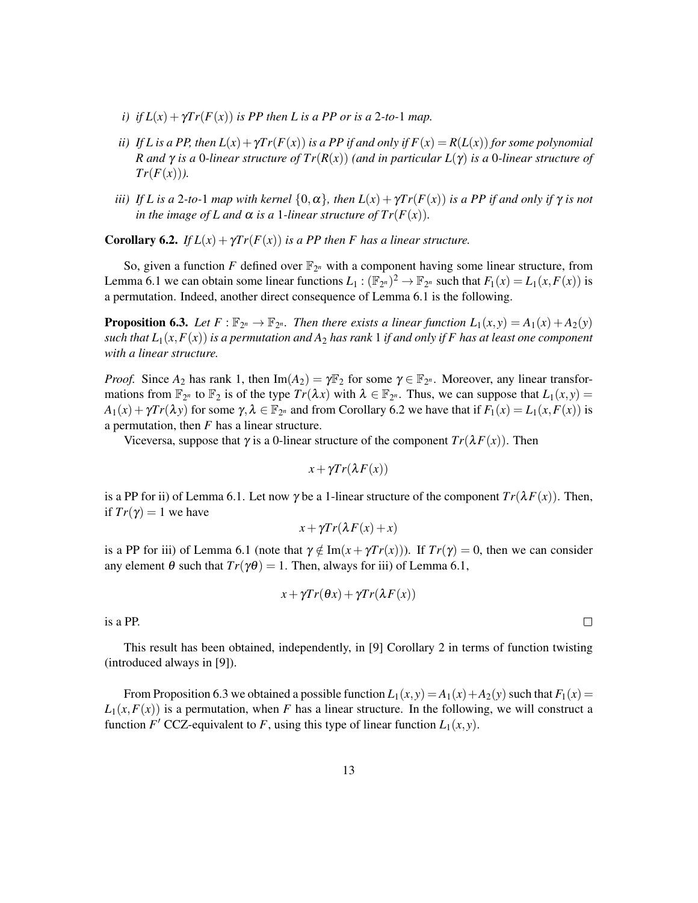*i) if $L(x)+\gamma Tr(F(x))$ is PP then $L$ is a PP or is a 2-to-1 map.*

*ii) If $L$ is a PP, then $L(x)+\gamma Tr(F(x))$ is a PP if and only if $F(x)=R(L(x))$ for some polynomial $R$ and $\gamma$ is a 0-linear structure of $Tr(R(x))$ (and in particular $L(\gamma)$ is a 0-linear structure of $Tr(F(x))$).*

*iii) If $L$ is a 2-to-1 map with kernel $\{0,\alpha\}$, then $L(x)+\gamma Tr(F(x))$ is a PP if and only if $\gamma$ is not in the image of $L$ and $\alpha$ is a 1-linear structure of $Tr(F(x))$.*

**Corollary 6.2.** *If $L(x)+\gamma Tr(F(x))$ is a PP then $F$ has a linear structure.*

So, given a function $F$ defined over $\mathbb{F}_{2^n}$ with a component having some linear structure, from Lemma 6.1 we can obtain some linear functions $L_1 : (\mathbb{F}_{2^n})^2 \to \mathbb{F}_{2^n}$ such that $F_1(x) = L_1(x, F(x))$ is a permutation. Indeed, another direct consequence of Lemma 6.1 is the following.

**Proposition 6.3.** *Let $F : \mathbb{F}_{2^n} \to \mathbb{F}_{2^n}$. Then there exists a linear function $L_1(x,y) = A_1(x)+A_2(y)$ such that $L_1(x,F(x))$ is a permutation and $A_2$ has rank 1 if and only if $F$ has at least one component with a linear structure.*

*Proof.* Since $A_2$ has rank 1, then $\mathrm{Im}(A_2) = \gamma\mathbb{F}_2$ for some $\gamma \in \mathbb{F}_{2^n}$. Moreover, any linear transformations from $\mathbb{F}_{2^n}$ to $\mathbb{F}_2$ is of the type $Tr(\lambda x)$ with $\lambda \in \mathbb{F}_{2^n}$. Thus, we can suppose that $L_1(x,y) = A_1(x)+\gamma Tr(\lambda y)$ for some $\gamma,\lambda \in \mathbb{F}_{2^n}$ and from Corollary 6.2 we have that if $F_1(x) = L_1(x,F(x))$ is a permutation, then $F$ has a linear structure.

Viceversa, suppose that $\gamma$ is a 0-linear structure of the component $Tr(\lambda F(x))$. Then

$$x+\gamma Tr(\lambda F(x))$$

is a PP for ii) of Lemma 6.1. Let now $\gamma$ be a 1-linear structure of the component $Tr(\lambda F(x))$. Then, if $Tr(\gamma) = 1$ we have

$$x+\gamma Tr(\lambda F(x)+x)$$

is a PP for iii) of Lemma 6.1 (note that $\gamma \notin \mathrm{Im}(x+\gamma Tr(x))$). If $Tr(\gamma) = 0$, then we can consider any element $\theta$ such that $Tr(\gamma\theta) = 1$. Then, always for iii) of Lemma 6.1,

$$x+\gamma Tr(\theta x)+\gamma Tr(\lambda F(x))$$

is a PP. □

This result has been obtained, independently, in [9] Corollary 2 in terms of function twisting (introduced always in [9]).

From Proposition 6.3 we obtained a possible function $L_1(x,y) = A_1(x)+A_2(y)$ such that $F_1(x) = L_1(x,F(x))$ is a permutation, when $F$ has a linear structure. In the following, we will construct a function $F'$ CCZ-equivalent to $F$, using this type of linear function $L_1(x,y)$.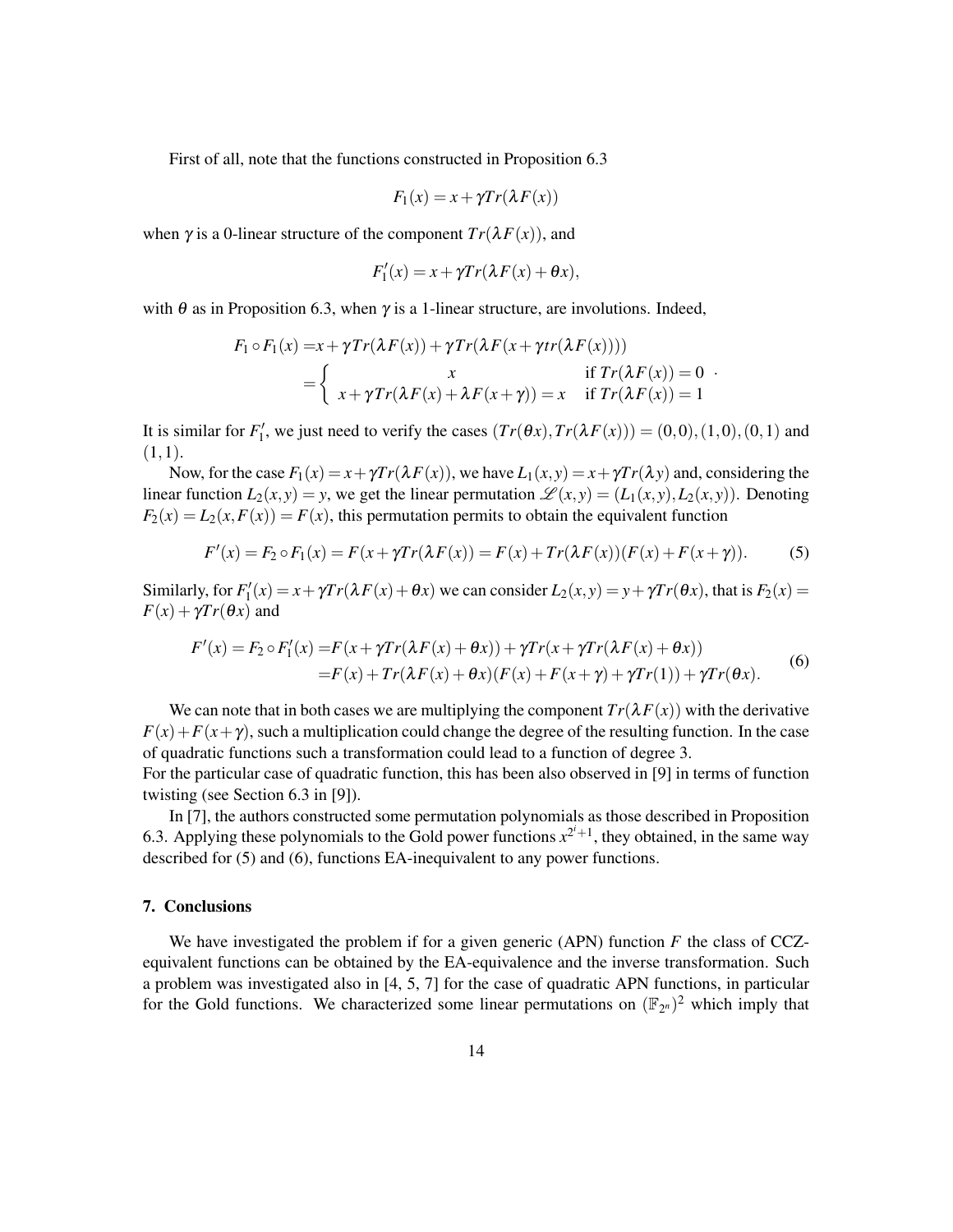First of all, note that the functions constructed in Proposition 6.3

$$F_1(x) = x + \gamma Tr(\lambda F(x))$$

when $\gamma$ is a 0-linear structure of the component $Tr(\lambda F(x))$, and

$$F_1'(x) = x + \gamma Tr(\lambda F(x) + \theta x),$$

with $\theta$ as in Proposition 6.3, when $\gamma$ is a 1-linear structure, are involutions. Indeed,

$$\begin{aligned} F_1 \circ F_1(x) =& x + \gamma Tr(\lambda F(x)) + \gamma Tr(\lambda F(x + \gamma tr(\lambda F(x)))) \\ =& \begin{cases} x & \text{if } Tr(\lambda F(x)) = 0 \\ x + \gamma Tr(\lambda F(x) + \lambda F(x+\gamma)) = x & \text{if } Tr(\lambda F(x)) = 1 \end{cases} . \end{aligned}$$

It is similar for $F_1'$, we just need to verify the cases $(Tr(\theta x), Tr(\lambda F(x))) = (0,0), (1,0), (0,1)$ and $(1,1)$.

Now, for the case $F_1(x) = x + \gamma Tr(\lambda F(x))$, we have $L_1(x,y) = x + \gamma Tr(\lambda y)$ and, considering the linear function $L_2(x,y) = y$, we get the linear permutation $\mathscr{L}(x,y) = (L_1(x,y), L_2(x,y))$. Denoting $F_2(x) = L_2(x, F(x)) = F(x)$, this permutation permits to obtain the equivalent function

$$F'(x) = F_2 \circ F_1(x) = F(x + \gamma Tr(\lambda F(x)) = F(x) + Tr(\lambda F(x))(F(x) + F(x+\gamma)). \tag{5}$$

Similarly, for $F_1'(x) = x + \gamma Tr(\lambda F(x) + \theta x)$ we can consider $L_2(x,y) = y + \gamma Tr(\theta x)$, that is $F_2(x) = F(x) + \gamma Tr(\theta x)$ and

$$\begin{aligned} F'(x) = F_2 \circ F_1'(x) =& F(x + \gamma Tr(\lambda F(x) + \theta x)) + \gamma Tr(x + \gamma Tr(\lambda F(x) + \theta x)) \\ =& F(x) + Tr(\lambda F(x) + \theta x)(F(x) + F(x+\gamma) + \gamma Tr(1)) + \gamma Tr(\theta x). \end{aligned} \tag{6}$$

We can note that in both cases we are multiplying the component $Tr(\lambda F(x))$ with the derivative $F(x) + F(x+\gamma)$, such a multiplication could change the degree of the resulting function. In the case of quadratic functions such a transformation could lead to a function of degree 3.
For the particular case of quadratic function, this has been also observed in [9] in terms of function twisting (see Section 6.3 in [9]).

In [7], the authors constructed some permutation polynomials as those described in Proposition 6.3. Applying these polynomials to the Gold power functions $x^{2^i+1}$, they obtained, in the same way described for (5) and (6), functions EA-inequivalent to any power functions.

## 7. Conclusions

We have investigated the problem if for a given generic (APN) function $F$ the class of CCZ-equivalent functions can be obtained by the EA-equivalence and the inverse transformation. Such a problem was investigated also in [4, 5, 7] for the case of quadratic APN functions, in particular for the Gold functions. We characterized some linear permutations on $(\mathbb{F}_{2^n})^2$ which imply that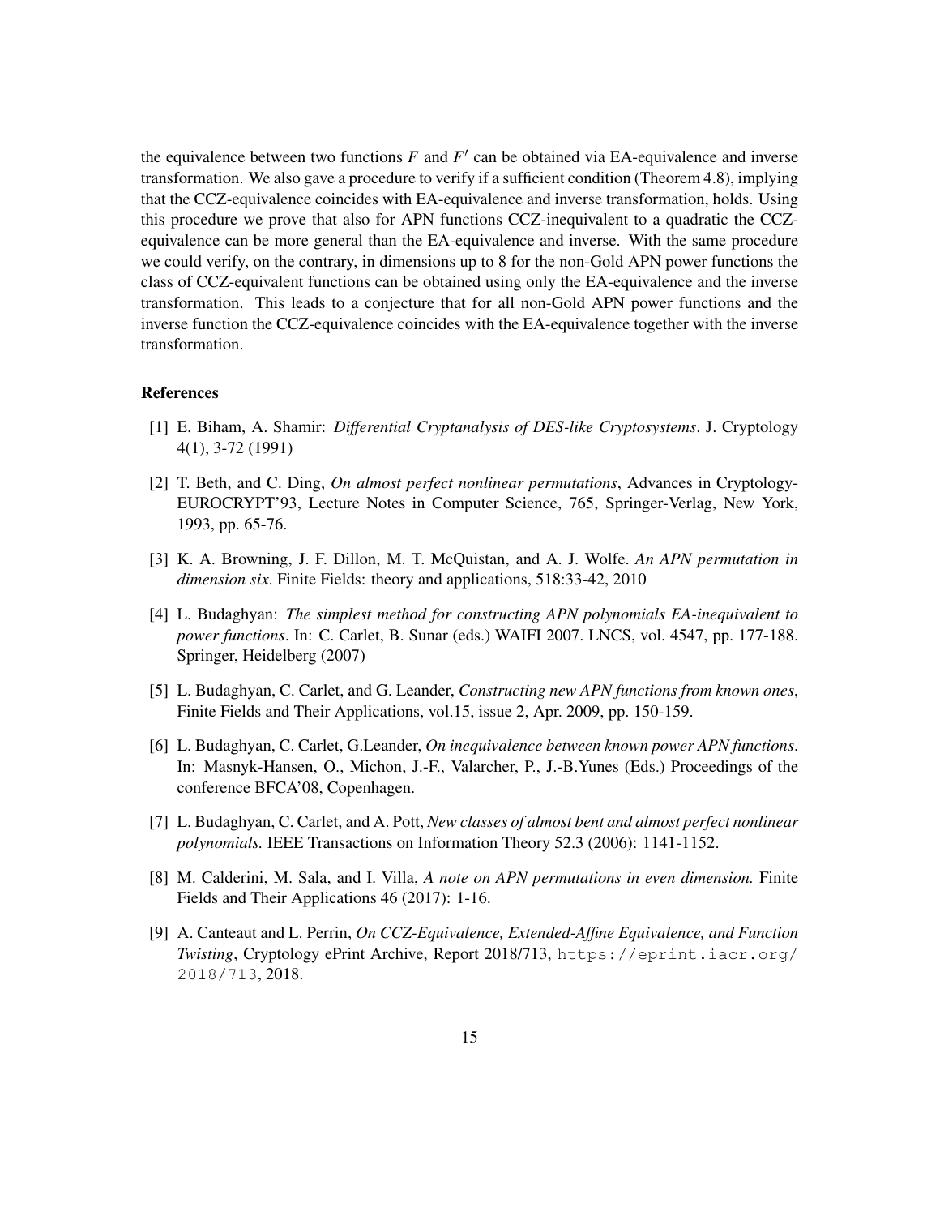the equivalence between two functions $F$ and $F'$ can be obtained via EA-equivalence and inverse transformation. We also gave a procedure to verify if a sufficient condition (Theorem 4.8), implying that the CCZ-equivalence coincides with EA-equivalence and inverse transformation, holds. Using this procedure we prove that also for APN functions CCZ-inequivalent to a quadratic the CCZ-equivalence can be more general than the EA-equivalence and inverse. With the same procedure we could verify, on the contrary, in dimensions up to 8 for the non-Gold APN power functions the class of CCZ-equivalent functions can be obtained using only the EA-equivalence and the inverse transformation. This leads to a conjecture that for all non-Gold APN power functions and the inverse function the CCZ-equivalence coincides with the EA-equivalence together with the inverse transformation.

## References

[1] E. Biham, A. Shamir: *Differential Cryptanalysis of DES-like Cryptosystems*. J. Cryptology 4(1), 3-72 (1991)

[2] T. Beth, and C. Ding, *On almost perfect nonlinear permutations*, Advances in Cryptology-EUROCRYPT'93, Lecture Notes in Computer Science, 765, Springer-Verlag, New York, 1993, pp. 65-76.

[3] K. A. Browning, J. F. Dillon, M. T. McQuistan, and A. J. Wolfe. *An APN permutation in dimension six*. Finite Fields: theory and applications, 518:33-42, 2010

[4] L. Budaghyan: *The simplest method for constructing APN polynomials EA-inequivalent to power functions*. In: C. Carlet, B. Sunar (eds.) WAIFI 2007. LNCS, vol. 4547, pp. 177-188. Springer, Heidelberg (2007)

[5] L. Budaghyan, C. Carlet, and G. Leander, *Constructing new APN functions from known ones*, Finite Fields and Their Applications, vol.15, issue 2, Apr. 2009, pp. 150-159.

[6] L. Budaghyan, C. Carlet, G.Leander, *On inequivalence between known power APN functions*. In: Masnyk-Hansen, O., Michon, J.-F., Valarcher, P., J.-B.Yunes (Eds.) Proceedings of the conference BFCA'08, Copenhagen.

[7] L. Budaghyan, C. Carlet, and A. Pott, *New classes of almost bent and almost perfect nonlinear polynomials.* IEEE Transactions on Information Theory 52.3 (2006): 1141-1152.

[8] M. Calderini, M. Sala, and I. Villa, *A note on APN permutations in even dimension.* Finite Fields and Their Applications 46 (2017): 1-16.

[9] A. Canteaut and L. Perrin, *On CCZ-Equivalence, Extended-Affine Equivalence, and Function Twisting*, Cryptology ePrint Archive, Report 2018/713, https://eprint.iacr.org/2018/713, 2018.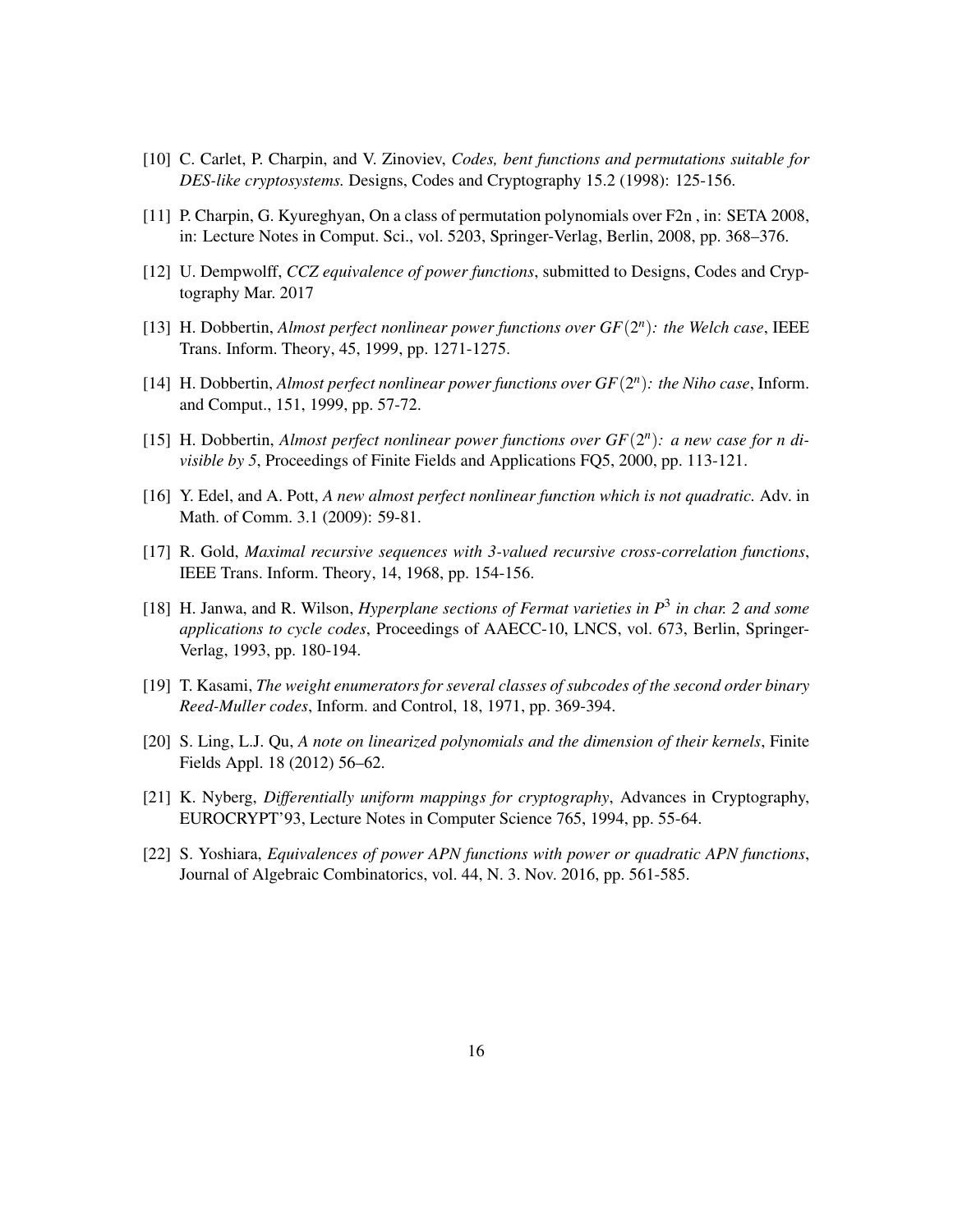[10] C. Carlet, P. Charpin, and V. Zinoviev, *Codes, bent functions and permutations suitable for DES-like cryptosystems.* Designs, Codes and Cryptography 15.2 (1998): 125-156.

[11] P. Charpin, G. Kyureghyan, On a class of permutation polynomials over F2n , in: SETA 2008, in: Lecture Notes in Comput. Sci., vol. 5203, Springer-Verlag, Berlin, 2008, pp. 368–376.

[12] U. Dempwolff, *CCZ equivalence of power functions*, submitted to Designs, Codes and Cryptography Mar. 2017

[13] H. Dobbertin, *Almost perfect nonlinear power functions over $GF(2^n)$: the Welch case*, IEEE Trans. Inform. Theory, 45, 1999, pp. 1271-1275.

[14] H. Dobbertin, *Almost perfect nonlinear power functions over $GF(2^n)$: the Niho case*, Inform. and Comput., 151, 1999, pp. 57-72.

[15] H. Dobbertin, *Almost perfect nonlinear power functions over $GF(2^n)$: a new case for n divisible by 5*, Proceedings of Finite Fields and Applications FQ5, 2000, pp. 113-121.

[16] Y. Edel, and A. Pott, *A new almost perfect nonlinear function which is not quadratic.* Adv. in Math. of Comm. 3.1 (2009): 59-81.

[17] R. Gold, *Maximal recursive sequences with 3-valued recursive cross-correlation functions*, IEEE Trans. Inform. Theory, 14, 1968, pp. 154-156.

[18] H. Janwa, and R. Wilson, *Hyperplane sections of Fermat varieties in $P^3$ in char. 2 and some applications to cycle codes*, Proceedings of AAECC-10, LNCS, vol. 673, Berlin, Springer-Verlag, 1993, pp. 180-194.

[19] T. Kasami, *The weight enumerators for several classes of subcodes of the second order binary Reed-Muller codes*, Inform. and Control, 18, 1971, pp. 369-394.

[20] S. Ling, L.J. Qu, *A note on linearized polynomials and the dimension of their kernels*, Finite Fields Appl. 18 (2012) 56–62.

[21] K. Nyberg, *Differentially uniform mappings for cryptography*, Advances in Cryptography, EUROCRYPT'93, Lecture Notes in Computer Science 765, 1994, pp. 55-64.

[22] S. Yoshiara, *Equivalences of power APN functions with power or quadratic APN functions*, Journal of Algebraic Combinatorics, vol. 44, N. 3. Nov. 2016, pp. 561-585.